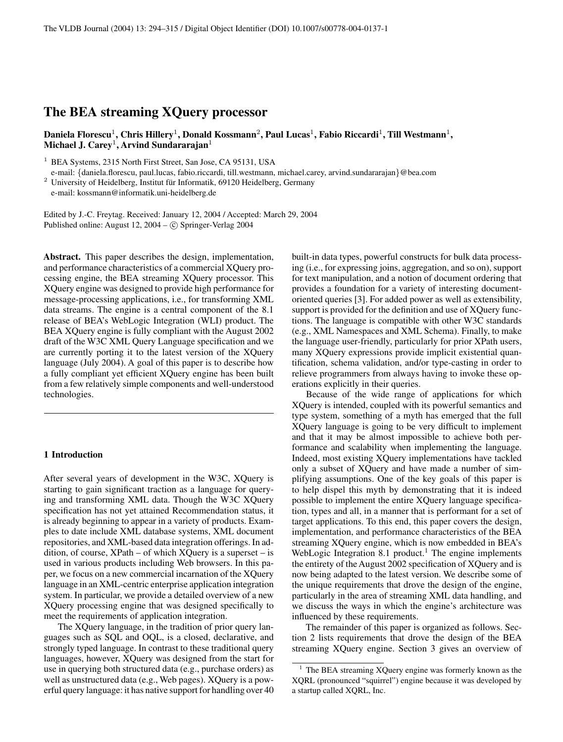# The BEA streaming XQuery processor

**Daniela Florescu[1], Chris Hillery[1], Donald Kossmann[2], Paul Lucas[1], Fabio Riccardi[1], Till Westmann[1], Michael J. Carey[1], Arvind Sundararajan[1]**

[1] BEA Systems, 2315 North First Street, San Jose, CA 95131, USA
e-mail: {daniela.florescu, paul.lucas, fabio.riccardi, till.westmann, michael.carey, arvind.sundararajan}@bea.com

[2] University of Heidelberg, Institut für Informatik, 69120 Heidelberg, Germany
e-mail: kossmann@informatik.uni-heidelberg.de

Edited by J.-C. Freytag. Received: January 12, 2004 / Accepted: March 29, 2004
Published online: August 12, 2004 – © Springer-Verlag 2004

**Abstract.** This paper describes the design, implementation, and performance characteristics of a commercial XQuery processing engine, the BEA streaming XQuery processor. This XQuery engine was designed to provide high performance for message-processing applications, i.e., for transforming XML data streams. The engine is a central component of the 8.1 release of BEA's WebLogic Integration (WLI) product. The BEA XQuery engine is fully compliant with the August 2002 draft of the W3C XML Query Language specification and we are currently porting it to the latest version of the XQuery language (July 2004). A goal of this paper is to describe how a fully compliant yet efficient XQuery engine has been built from a few relatively simple components and well-understood technologies.

## 1 Introduction

After several years of development in the W3C, XQuery is starting to gain significant traction as a language for querying and transforming XML data. Though the W3C XQuery specification has not yet attained Recommendation status, it is already beginning to appear in a variety of products. Examples to date include XML database systems, XML document repositories, and XML-based data integration offerings. In addition, of course, XPath – of which XQuery is a superset – is used in various products including Web browsers. In this paper, we focus on a new commercial incarnation of the XQuery language in an XML-centric enterprise application integration system. In particular, we provide a detailed overview of a new XQuery processing engine that was designed specifically to meet the requirements of application integration.

The XQuery language, in the tradition of prior query languages such as SQL and OQL, is a closed, declarative, and strongly typed language. In contrast to these traditional query languages, however, XQuery was designed from the start for use in querying both structured data (e.g., purchase orders) as well as unstructured data (e.g., Web pages). XQuery is a powerful query language: it has native support for handling over 40 built-in data types, powerful constructs for bulk data processing (i.e., for expressing joins, aggregation, and so on), support for text manipulation, and a notion of document ordering that provides a foundation for a variety of interesting document-oriented queries [3]. For added power as well as extensibility, support is provided for the definition and use of XQuery functions. The language is compatible with other W3C standards (e.g., XML Namespaces and XML Schema). Finally, to make the language user-friendly, particularly for prior XPath users, many XQuery expressions provide implicit existential quantification, schema validation, and/or type-casting in order to relieve programmers from always having to invoke these operations explicitly in their queries.

Because of the wide range of applications for which XQuery is intended, coupled with its powerful semantics and type system, something of a myth has emerged that the full XQuery language is going to be very difficult to implement and that it may be almost impossible to achieve both performance and scalability when implementing the language. Indeed, most existing XQuery implementations have tackled only a subset of XQuery and have made a number of simplifying assumptions. One of the key goals of this paper is to help dispel this myth by demonstrating that it is indeed possible to implement the entire XQuery language specification, types and all, in a manner that is performant for a set of target applications. To this end, this paper covers the design, implementation, and performance characteristics of the BEA streaming XQuery engine, which is now embedded in BEA's WebLogic Integration 8.1 product.[1] The engine implements the entirety of the August 2002 specification of XQuery and is now being adapted to the latest version. We describe some of the unique requirements that drove the design of the engine, particularly in the area of streaming XML data handling, and we discuss the ways in which the engine's architecture was influenced by these requirements.

The remainder of this paper is organized as follows. Section 2 lists requirements that drove the design of the BEA streaming XQuery engine. Section 3 gives an overview of

[1] The BEA streaming XQuery engine was formerly known as the XQRL (pronounced "squirrel") engine because it was developed by a startup called XQRL, Inc.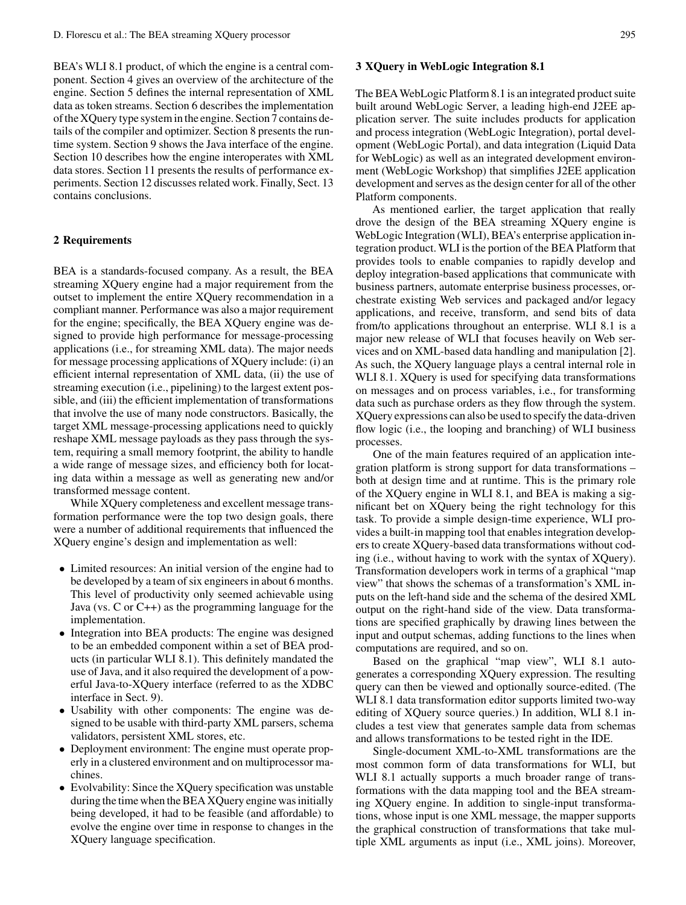BEA's WLI 8.1 product, of which the engine is a central component. Section 4 gives an overview of the architecture of the engine. Section 5 defines the internal representation of XML data as token streams. Section 6 describes the implementation of the XQuery type system in the engine. Section 7 contains details of the compiler and optimizer. Section 8 presents the runtime system. Section 9 shows the Java interface of the engine. Section 10 describes how the engine interoperates with XML data stores. Section 11 presents the results of performance experiments. Section 12 discusses related work. Finally, Sect. 13 contains conclusions.

## 2 Requirements

BEA is a standards-focused company. As a result, the BEA streaming XQuery engine had a major requirement from the outset to implement the entire XQuery recommendation in a compliant manner. Performance was also a major requirement for the engine; specifically, the BEA XQuery engine was designed to provide high performance for message-processing applications (i.e., for streaming XML data). The major needs for message processing applications of XQuery include: (i) an efficient internal representation of XML data, (ii) the use of streaming execution (i.e., pipelining) to the largest extent possible, and (iii) the efficient implementation of transformations that involve the use of many node constructors. Basically, the target XML message-processing applications need to quickly reshape XML message payloads as they pass through the system, requiring a small memory footprint, the ability to handle a wide range of message sizes, and efficiency both for locating data within a message as well as generating new and/or transformed message content.

While XQuery completeness and excellent message transformation performance were the top two design goals, there were a number of additional requirements that influenced the XQuery engine's design and implementation as well:

- Limited resources: An initial version of the engine had to be developed by a team of six engineers in about 6 months. This level of productivity only seemed achievable using Java (vs. C or C++) as the programming language for the implementation.
- Integration into BEA products: The engine was designed to be an embedded component within a set of BEA products (in particular WLI 8.1). This definitely mandated the use of Java, and it also required the development of a powerful Java-to-XQuery interface (referred to as the XDBC interface in Sect. 9).
- Usability with other components: The engine was designed to be usable with third-party XML parsers, schema validators, persistent XML stores, etc.
- Deployment environment: The engine must operate properly in a clustered environment and on multiprocessor machines.
- Evolvability: Since the XQuery specification was unstable during the time when the BEA XQuery engine was initially being developed, it had to be feasible (and affordable) to evolve the engine over time in response to changes in the XQuery language specification.

## 3 XQuery in WebLogic Integration 8.1

The BEA WebLogic Platform 8.1 is an integrated product suite built around WebLogic Server, a leading high-end J2EE application server. The suite includes products for application and process integration (WebLogic Integration), portal development (WebLogic Portal), and data integration (Liquid Data for WebLogic) as well as an integrated development environment (WebLogic Workshop) that simplifies J2EE application development and serves as the design center for all of the other Platform components.

As mentioned earlier, the target application that really drove the design of the BEA streaming XQuery engine is WebLogic Integration (WLI), BEA's enterprise application integration product. WLI is the portion of the BEA Platform that provides tools to enable companies to rapidly develop and deploy integration-based applications that communicate with business partners, automate enterprise business processes, orchestrate existing Web services and packaged and/or legacy applications, and receive, transform, and send bits of data from/to applications throughout an enterprise. WLI 8.1 is a major new release of WLI that focuses heavily on Web services and on XML-based data handling and manipulation [2]. As such, the XQuery language plays a central internal role in WLI 8.1. XQuery is used for specifying data transformations on messages and on process variables, i.e., for transforming data such as purchase orders as they flow through the system. XQuery expressions can also be used to specify the data-driven flow logic (i.e., the looping and branching) of WLI business processes.

One of the main features required of an application integration platform is strong support for data transformations – both at design time and at runtime. This is the primary role of the XQuery engine in WLI 8.1, and BEA is making a significant bet on XQuery being the right technology for this task. To provide a simple design-time experience, WLI provides a built-in mapping tool that enables integration developers to create XQuery-based data transformations without coding (i.e., without having to work with the syntax of XQuery). Transformation developers work in terms of a graphical "map view" that shows the schemas of a transformation's XML inputs on the left-hand side and the schema of the desired XML output on the right-hand side of the view. Data transformations are specified graphically by drawing lines between the input and output schemas, adding functions to the lines when computations are required, and so on.

Based on the graphical "map view", WLI 8.1 autogenerates a corresponding XQuery expression. The resulting query can then be viewed and optionally source-edited. (The WLI 8.1 data transformation editor supports limited two-way editing of XQuery source queries.) In addition, WLI 8.1 includes a test view that generates sample data from schemas and allows transformations to be tested right in the IDE.

Single-document XML-to-XML transformations are the most common form of data transformations for WLI, but WLI 8.1 actually supports a much broader range of transformations with the data mapping tool and the BEA streaming XQuery engine. In addition to single-input transformations, whose input is one XML message, the mapper supports the graphical construction of transformations that take multiple XML arguments as input (i.e., XML joins). Moreover,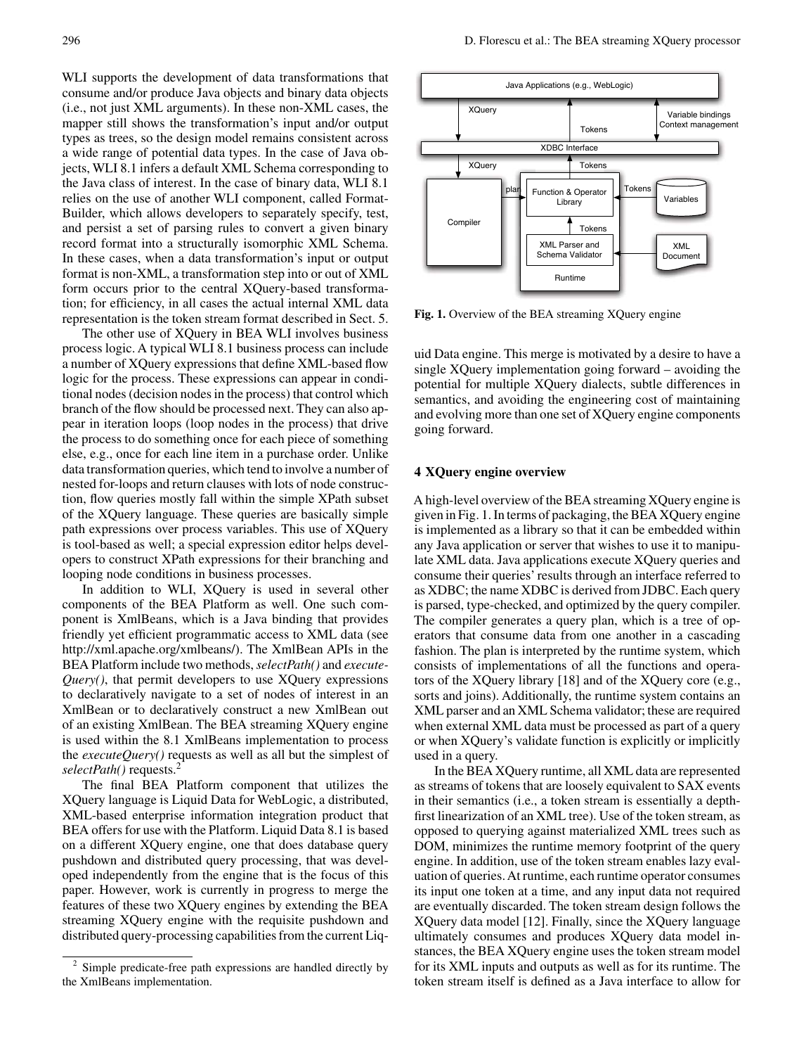WLI supports the development of data transformations that consume and/or produce Java objects and binary data objects (i.e., not just XML arguments). In these non-XML cases, the mapper still shows the transformation's input and/or output types as trees, so the design model remains consistent across a wide range of potential data types. In the case of Java objects, WLI 8.1 infers a default XML Schema corresponding to the Java class of interest. In the case of binary data, WLI 8.1 relies on the use of another WLI component, called Format-Builder, which allows developers to separately specify, test, and persist a set of parsing rules to convert a given binary record format into a structurally isomorphic XML Schema. In these cases, when a data transformation's input or output format is non-XML, a transformation step into or out of XML form occurs prior to the central XQuery-based transformation; for efficiency, in all cases the actual internal XML data representation is the token stream format described in Sect. 5.

The other use of XQuery in BEA WLI involves business process logic. A typical WLI 8.1 business process can include a number of XQuery expressions that define XML-based flow logic for the process. These expressions can appear in conditional nodes (decision nodes in the process) that control which branch of the flow should be processed next. They can also appear in iteration loops (loop nodes in the process) that drive the process to do something once for each piece of something else, e.g., once for each line item in a purchase order. Unlike data transformation queries, which tend to involve a number of nested for-loops and return clauses with lots of node construction, flow queries mostly fall within the simple XPath subset of the XQuery language. These queries are basically simple path expressions over process variables. This use of XQuery is tool-based as well; a special expression editor helps developers to construct XPath expressions for their branching and looping node conditions in business processes.

In addition to WLI, XQuery is used in several other components of the BEA Platform as well. One such component is XmlBeans, which is a Java binding that provides friendly yet efficient programmatic access to XML data (see http://xml.apache.org/xmlbeans/). The XmlBean APIs in the BEA Platform include two methods, *selectPath()* and *executeQuery()*, that permit developers to use XQuery expressions to declaratively navigate to a set of nodes of interest in an XmlBean or to declaratively construct a new XmlBean out of an existing XmlBean. The BEA streaming XQuery engine is used within the 8.1 XmlBeans implementation to process the *executeQuery()* requests as well as all but the simplest of *selectPath()* requests.[2]

The final BEA Platform component that utilizes the XQuery language is Liquid Data for WebLogic, a distributed, XML-based enterprise information integration product that BEA offers for use with the Platform. Liquid Data 8.1 is based on a different XQuery engine, one that does database query pushdown and distributed query processing, that was developed independently from the engine that is the focus of this paper. However, work is currently in progress to merge the features of these two XQuery engines by extending the BEA streaming XQuery engine with the requisite pushdown and distributed query-processing capabilities from the current Liquid Data engine. This merge is motivated by a desire to have a single XQuery implementation going forward – avoiding the potential for multiple XQuery dialects, subtle differences in semantics, and avoiding the engineering cost of maintaining and evolving more than one set of XQuery engine components going forward.

[2] Simple predicate-free path expressions are handled directly by the XmlBeans implementation.

Java Applications (e.g., WebLogic)
XQuery
Tokens
Variable bindings
Context management
XDBC Interface
XQuery
Tokens
Compiler
plan
Function & Operator Library
Tokens
Variables
Tokens
XML Parser and Schema Validator
XML Document
Runtime

**Fig. 1.** Overview of the BEA streaming XQuery engine

## 4 XQuery engine overview

A high-level overview of the BEA streaming XQuery engine is given in Fig. 1. In terms of packaging, the BEA XQuery engine is implemented as a library so that it can be embedded within any Java application or server that wishes to use it to manipulate XML data. Java applications execute XQuery queries and consume their queries' results through an interface referred to as XDBC; the name XDBC is derived from JDBC. Each query is parsed, type-checked, and optimized by the query compiler. The compiler generates a query plan, which is a tree of operators that consume data from one another in a cascading fashion. The plan is interpreted by the runtime system, which consists of implementations of all the functions and operators of the XQuery library [18] and of the XQuery core (e.g., sorts and joins). Additionally, the runtime system contains an XML parser and an XML Schema validator; these are required when external XML data must be processed as part of a query or when XQuery's validate function is explicitly or implicitly used in a query.

In the BEA XQuery runtime, all XML data are represented as streams of tokens that are loosely equivalent to SAX events in their semantics (i.e., a token stream is essentially a depth-first linearization of an XML tree). Use of the token stream, as opposed to querying against materialized XML trees such as DOM, minimizes the runtime memory footprint of the query engine. In addition, use of the token stream enables lazy evaluation of queries. At runtime, each runtime operator consumes its input one token at a time, and any input data not required are eventually discarded. The token stream design follows the XQuery data model [12]. Finally, since the XQuery language ultimately consumes and produces XQuery data model instances, the BEA XQuery engine uses the token stream model for its XML inputs and outputs as well as for its runtime. The token stream itself is defined as a Java interface to allow for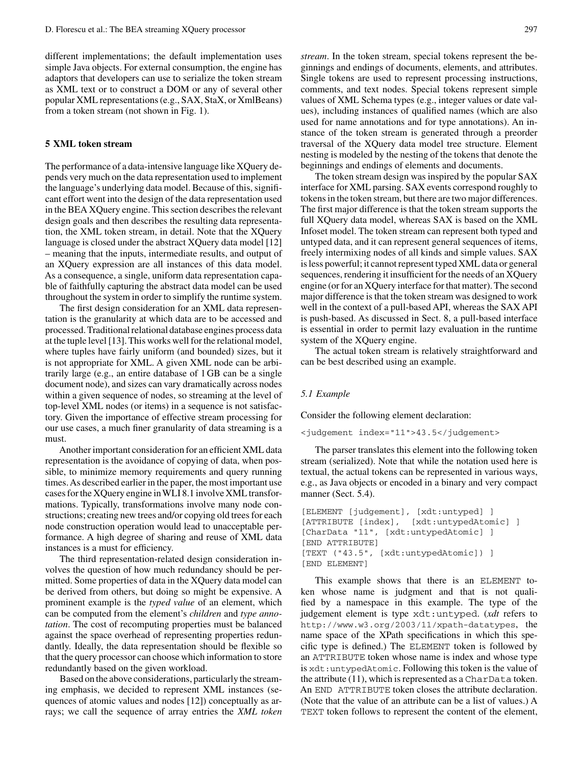different implementations; the default implementation uses simple Java objects. For external consumption, the engine has adaptors that developers can use to serialize the token stream as XML text or to construct a DOM or any of several other popular XML representations (e.g., SAX, StaX, or XmlBeans) from a token stream (not shown in Fig. 1).

## 5 XML token stream

The performance of a data-intensive language like XQuery depends very much on the data representation used to implement the language's underlying data model. Because of this, significant effort went into the design of the data representation used in the BEA XQuery engine. This section describes the relevant design goals and then describes the resulting data representation, the XML token stream, in detail. Note that the XQuery language is closed under the abstract XQuery data model [12] – meaning that the inputs, intermediate results, and output of an XQuery expression are all instances of this data model. As a consequence, a single, uniform data representation capable of faithfully capturing the abstract data model can be used throughout the system in order to simplify the runtime system.

The first design consideration for an XML data representation is the granularity at which data are to be accessed and processed. Traditional relational database engines process data at the tuple level [13]. This works well for the relational model, where tuples have fairly uniform (and bounded) sizes, but it is not appropriate for XML. A given XML node can be arbitrarily large (e.g., an entire database of 1 GB can be a single document node), and sizes can vary dramatically across nodes within a given sequence of nodes, so streaming at the level of top-level XML nodes (or items) in a sequence is not satisfactory. Given the importance of effective stream processing for our use cases, a much finer granularity of data streaming is a must.

Another important consideration for an efficient XML data representation is the avoidance of copying of data, when possible, to minimize memory requirements and query running times. As described earlier in the paper, the most important use cases for the XQuery engine in WLI 8.1 involve XML transformations. Typically, transformations involve many node constructions; creating new trees and/or copying old trees for each node construction operation would lead to unacceptable performance. A high degree of sharing and reuse of XML data instances is a must for efficiency.

The third representation-related design consideration involves the question of how much redundancy should be permitted. Some properties of data in the XQuery data model can be derived from others, but doing so might be expensive. A prominent example is the *typed value* of an element, which can be computed from the element's *children* and *type annotation*. The cost of recomputing properties must be balanced against the space overhead of representing properties redundantly. Ideally, the data representation should be flexible so that the query processor can choose which information to store redundantly based on the given workload.

Based on the above considerations, particularly the streaming emphasis, we decided to represent XML instances (sequences of atomic values and nodes [12]) conceptually as arrays; we call the sequence of array entries the *XML token stream*. In the token stream, special tokens represent the beginnings and endings of documents, elements, and attributes. Single tokens are used to represent processing instructions, comments, and text nodes. Special tokens represent simple values of XML Schema types (e.g., integer values or date values), including instances of qualified names (which are also used for name annotations and for type annotations). An instance of the token stream is generated through a preorder traversal of the XQuery data model tree structure. Element nesting is modeled by the nesting of the tokens that denote the beginnings and endings of elements and documents.

The token stream design was inspired by the popular SAX interface for XML parsing. SAX events correspond roughly to tokens in the token stream, but there are two major differences. The first major difference is that the token stream supports the full XQuery data model, whereas SAX is based on the XML Infoset model. The token stream can represent both typed and untyped data, and it can represent general sequences of items, freely intermixing nodes of all kinds and simple values. SAX is less powerful; it cannot represent typed XML data or general sequences, rendering it insufficient for the needs of an XQuery engine (or for an XQuery interface for that matter). The second major difference is that the token stream was designed to work well in the context of a pull-based API, whereas the SAX API is push-based. As discussed in Sect. 8, a pull-based interface is essential in order to permit lazy evaluation in the runtime system of the XQuery engine.

The actual token stream is relatively straightforward and can be best described using an example.

### *5.1 Example*

Consider the following element declaration:

```
<judgement index="11">43.5</judgement>
```

The parser translates this element into the following token stream (serialized). Note that while the notation used here is textual, the actual tokens can be represented in various ways, e.g., as Java objects or encoded in a binary and very compact manner (Sect. 5.4).

```
[ELEMENT [judgement], [xdt:untyped] ]
[ATTRIBUTE [index],  [xdt:untypedAtomic] ]
[CharData "11", [xdt:untypedAtomic] ]
[END ATTRIBUTE]
[TEXT ("43.5", [xdt:untypedAtomic]) ]
[END ELEMENT]
```

This example shows that there is an `ELEMENT` token whose name is judgment and that is not qualified by a namespace in this example. The type of the judgement element is type `xdt:untyped`. (*xdt* refers to `http://www.w3.org/2003/11/xpath-datatypes`, the name space of the XPath specifications in which this specific type is defined.) The `ELEMENT` token is followed by an `ATTRIBUTE` token whose name is index and whose type is `xdt:untypedAtomic`. Following this token is the value of the attribute (11), which is represented as a `CharData` token. An `END ATTRIBUTE` token closes the attribute declaration. (Note that the value of an attribute can be a list of values.) A `TEXT` token follows to represent the content of the element,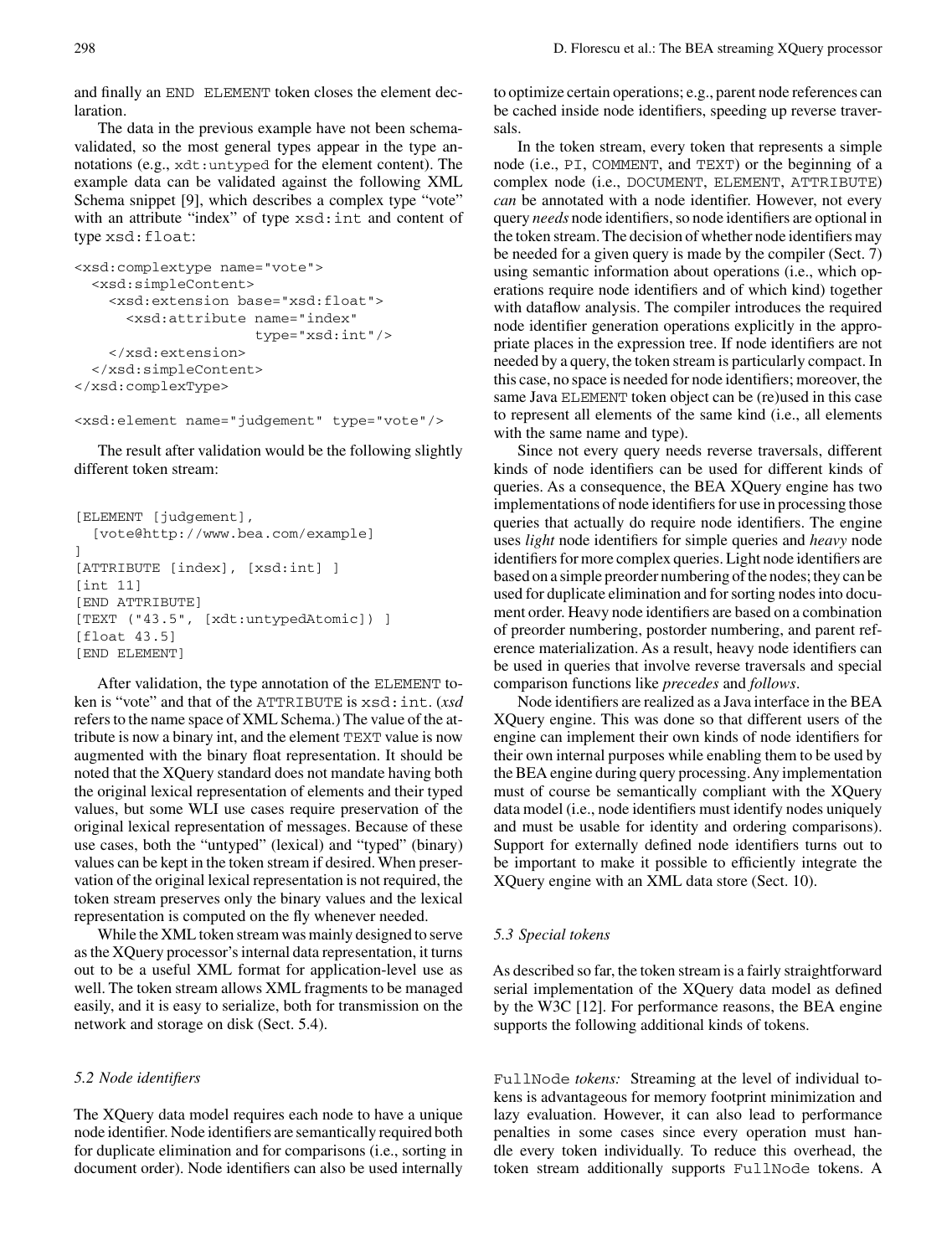and finally an END ELEMENT token closes the element declaration.

The data in the previous example have not been schema-validated, so the most general types appear in the type annotations (e.g., xdt:untyped for the element content). The example data can be validated against the following XML Schema snippet [9], which describes a complex type "vote" with an attribute "index" of type xsd:int and content of type xsd:float:

```
<xsd:complextype name="vote">
  <xsd:simpleContent>
    <xsd:extension base="xsd:float">
      <xsd:attribute name="index"
                     type="xsd:int"/>
    </xsd:extension>
  </xsd:simpleContent>
</xsd:complexType>

<xsd:element name="judgement" type="vote"/>
```

The result after validation would be the following slightly different token stream:

```
[ELEMENT [judgement],
  [vote@http://www.bea.com/example]
]
[ATTRIBUTE [index], [xsd:int] ]
[int 11]
[END ATTRIBUTE]
[TEXT ("43.5", [xdt:untypedAtomic]) ]
[float 43.5]
[END ELEMENT]
```

After validation, the type annotation of the ELEMENT token is "vote" and that of the ATTRIBUTE is xsd:int. (*xsd* refers to the name space of XML Schema.) The value of the attribute is now a binary int, and the element TEXT value is now augmented with the binary float representation. It should be noted that the XQuery standard does not mandate having both the original lexical representation of elements and their typed values, but some WLI use cases require preservation of the original lexical representation of messages. Because of these use cases, both the "untyped" (lexical) and "typed" (binary) values can be kept in the token stream if desired. When preservation of the original lexical representation is not required, the token stream preserves only the binary values and the lexical representation is computed on the fly whenever needed.

While the XML token stream was mainly designed to serve as the XQuery processor's internal data representation, it turns out to be a useful XML format for application-level use as well. The token stream allows XML fragments to be managed easily, and it is easy to serialize, both for transmission on the network and storage on disk (Sect. 5.4).

### 5.2 Node identifiers

The XQuery data model requires each node to have a unique node identifier. Node identifiers are semantically required both for duplicate elimination and for comparisons (i.e., sorting in document order). Node identifiers can also be used internally to optimize certain operations; e.g., parent node references can be cached inside node identifiers, speeding up reverse traversals.

In the token stream, every token that represents a simple node (i.e., PI, COMMENT, and TEXT) or the beginning of a complex node (i.e., DOCUMENT, ELEMENT, ATTRIBUTE) *can* be annotated with a node identifier. However, not every query *needs* node identifiers, so node identifiers are optional in the token stream. The decision of whether node identifiers may be needed for a given query is made by the compiler (Sect. 7) using semantic information about operations (i.e., which operations require node identifiers and of which kind) together with dataflow analysis. The compiler introduces the required node identifier generation operations explicitly in the appropriate places in the expression tree. If node identifiers are not needed by a query, the token stream is particularly compact. In this case, no space is needed for node identifiers; moreover, the same Java ELEMENT token object can be (re)used in this case to represent all elements of the same kind (i.e., all elements with the same name and type).

Since not every query needs reverse traversals, different kinds of node identifiers can be used for different kinds of queries. As a consequence, the BEA XQuery engine has two implementations of node identifiers for use in processing those queries that actually do require node identifiers. The engine uses *light* node identifiers for simple queries and *heavy* node identifiers for more complex queries. Light node identifiers are based on a simple preorder numbering of the nodes; they can be used for duplicate elimination and for sorting nodes into document order. Heavy node identifiers are based on a combination of preorder numbering, postorder numbering, and parent reference materialization. As a result, heavy node identifiers can be used in queries that involve reverse traversals and special comparison functions like *precedes* and *follows*.

Node identifiers are realized as a Java interface in the BEA XQuery engine. This was done so that different users of the engine can implement their own kinds of node identifiers for their own internal purposes while enabling them to be used by the BEA engine during query processing. Any implementation must of course be semantically compliant with the XQuery data model (i.e., node identifiers must identify nodes uniquely and must be usable for identity and ordering comparisons). Support for externally defined node identifiers turns out to be important to make it possible to efficiently integrate the XQuery engine with an XML data store (Sect. 10).

### 5.3 Special tokens

As described so far, the token stream is a fairly straightforward serial implementation of the XQuery data model as defined by the W3C [12]. For performance reasons, the BEA engine supports the following additional kinds of tokens.

FullNode *tokens:* Streaming at the level of individual tokens is advantageous for memory footprint minimization and lazy evaluation. However, it can also lead to performance penalties in some cases since every operation must handle every token individually. To reduce this overhead, the token stream additionally supports FullNode tokens. A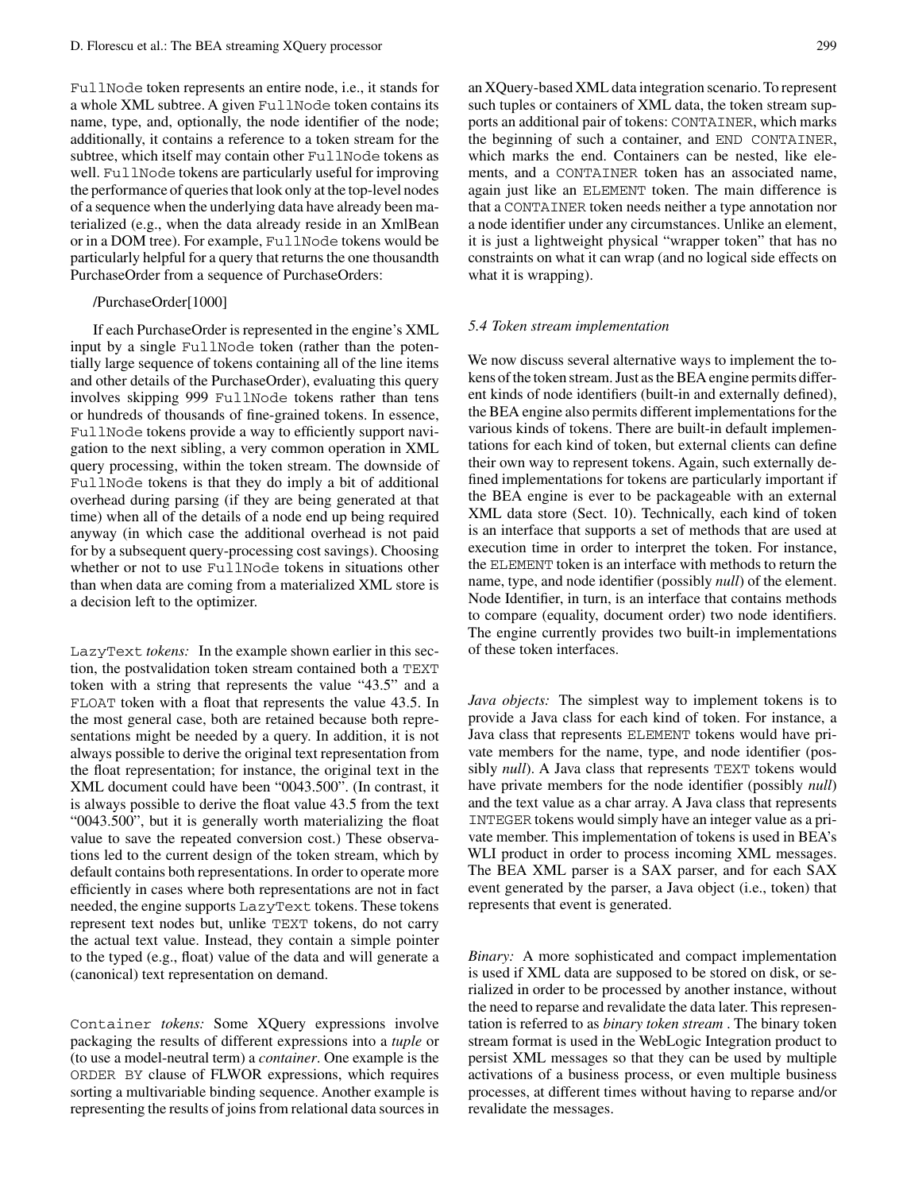`FullNode` token represents an entire node, i.e., it stands for a whole XML subtree. A given `FullNode` token contains its name, type, and, optionally, the node identifier of the node; additionally, it contains a reference to a token stream for the subtree, which itself may contain other `FullNode` tokens as well. `FullNode` tokens are particularly useful for improving the performance of queries that look only at the top-level nodes of a sequence when the underlying data have already been materialized (e.g., when the data already reside in an XmlBean or in a DOM tree). For example, `FullNode` tokens would be particularly helpful for a query that returns the one thousandth PurchaseOrder from a sequence of PurchaseOrders:

/PurchaseOrder[1000]

If each PurchaseOrder is represented in the engine's XML input by a single `FullNode` token (rather than the potentially large sequence of tokens containing all of the line items and other details of the PurchaseOrder), evaluating this query involves skipping 999 `FullNode` tokens rather than tens or hundreds of thousands of fine-grained tokens. In essence, `FullNode` tokens provide a way to efficiently support navigation to the next sibling, a very common operation in XML query processing, within the token stream. The downside of `FullNode` tokens is that they do imply a bit of additional overhead during parsing (if they are being generated at that time) when all of the details of a node end up being required anyway (in which case the additional overhead is not paid for by a subsequent query-processing cost savings). Choosing whether or not to use `FullNode` tokens in situations other than when data are coming from a materialized XML store is a decision left to the optimizer.

`LazyText` *tokens:* In the example shown earlier in this section, the postvalidation token stream contained both a `TEXT` token with a string that represents the value "43.5" and a `FLOAT` token with a float that represents the value 43.5. In the most general case, both are retained because both representations might be needed by a query. In addition, it is not always possible to derive the original text representation from the float representation; for instance, the original text in the XML document could have been "0043.500". (In contrast, it is always possible to derive the float value 43.5 from the text "0043.500", but it is generally worth materializing the float value to save the repeated conversion cost.) These observations led to the current design of the token stream, which by default contains both representations. In order to operate more efficiently in cases where both representations are not in fact needed, the engine supports `LazyText` tokens. These tokens represent text nodes but, unlike `TEXT` tokens, do not carry the actual text value. Instead, they contain a simple pointer to the typed (e.g., float) value of the data and will generate a (canonical) text representation on demand.

`Container` *tokens:* Some XQuery expressions involve packaging the results of different expressions into a *tuple* or (to use a model-neutral term) a *container*. One example is the `ORDER BY` clause of FLWOR expressions, which requires sorting a multivariable binding sequence. Another example is representing the results of joins from relational data sources in an XQuery-based XML data integration scenario. To represent such tuples or containers of XML data, the token stream supports an additional pair of tokens: `CONTAINER`, which marks the beginning of such a container, and `END CONTAINER`, which marks the end. Containers can be nested, like elements, and a `CONTAINER` token has an associated name, again just like an `ELEMENT` token. The main difference is that a `CONTAINER` token needs neither a type annotation nor a node identifier under any circumstances. Unlike an element, it is just a lightweight physical "wrapper token" that has no constraints on what it can wrap (and no logical side effects on what it is wrapping).

### 5.4 Token stream implementation

We now discuss several alternative ways to implement the tokens of the token stream. Just as the BEA engine permits different kinds of node identifiers (built-in and externally defined), the BEA engine also permits different implementations for the various kinds of tokens. There are built-in default implementations for each kind of token, but external clients can define their own way to represent tokens. Again, such externally defined implementations for tokens are particularly important if the BEA engine is ever to be packageable with an external XML data store (Sect. 10). Technically, each kind of token is an interface that supports a set of methods that are used at execution time in order to interpret the token. For instance, the `ELEMENT` token is an interface with methods to return the name, type, and node identifier (possibly *null*) of the element. Node Identifier, in turn, is an interface that contains methods to compare (equality, document order) two node identifiers. The engine currently provides two built-in implementations of these token interfaces.

*Java objects:* The simplest way to implement tokens is to provide a Java class for each kind of token. For instance, a Java class that represents `ELEMENT` tokens would have private members for the name, type, and node identifier (possibly *null*). A Java class that represents `TEXT` tokens would have private members for the node identifier (possibly *null*) and the text value as a char array. A Java class that represents `INTEGER` tokens would simply have an integer value as a private member. This implementation of tokens is used in BEA's WLI product in order to process incoming XML messages. The BEA XML parser is a SAX parser, and for each SAX event generated by the parser, a Java object (i.e., token) that represents that event is generated.

*Binary:* A more sophisticated and compact implementation is used if XML data are supposed to be stored on disk, or serialized in order to be processed by another instance, without the need to reparse and revalidate the data later. This representation is referred to as *binary token stream* . The binary token stream format is used in the WebLogic Integration product to persist XML messages so that they can be used by multiple activations of a business process, or even multiple business processes, at different times without having to reparse and/or revalidate the messages.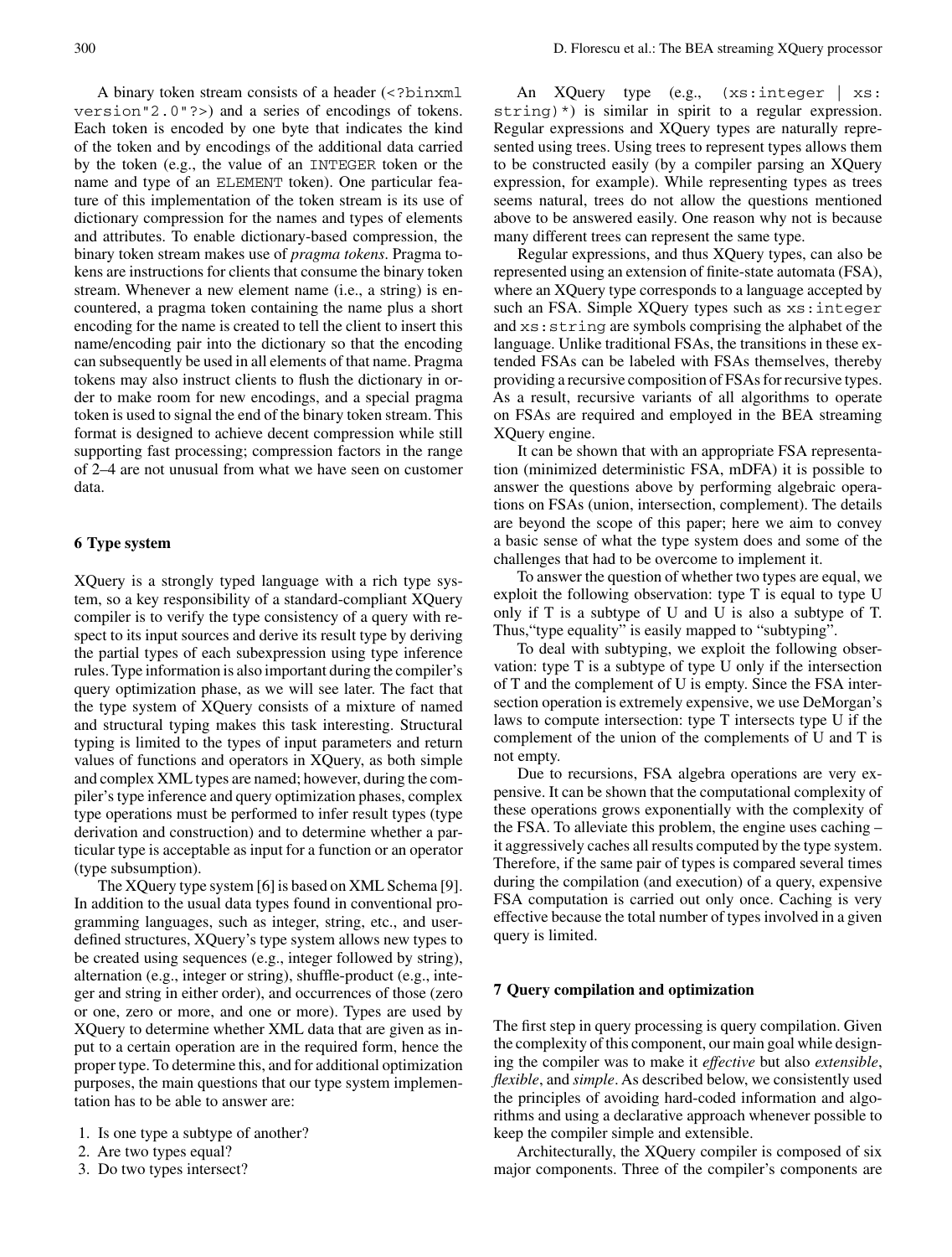A binary token stream consists of a header (`<?binxml version"2.0"?>`) and a series of encodings of tokens. Each token is encoded by one byte that indicates the kind of the token and by encodings of the additional data carried by the token (e.g., the value of an `INTEGER` token or the name and type of an `ELEMENT` token). One particular feature of this implementation of the token stream is its use of dictionary compression for the names and types of elements and attributes. To enable dictionary-based compression, the binary token stream makes use of *pragma tokens*. Pragma tokens are instructions for clients that consume the binary token stream. Whenever a new element name (i.e., a string) is encountered, a pragma token containing the name plus a short encoding for the name is created to tell the client to insert this name/encoding pair into the dictionary so that the encoding can subsequently be used in all elements of that name. Pragma tokens may also instruct clients to flush the dictionary in order to make room for new encodings, and a special pragma token is used to signal the end of the binary token stream. This format is designed to achieve decent compression while still supporting fast processing; compression factors in the range of 2–4 are not unusual from what we have seen on customer data.

## 6 Type system

XQuery is a strongly typed language with a rich type system, so a key responsibility of a standard-compliant XQuery compiler is to verify the type consistency of a query with respect to its input sources and derive its result type by deriving the partial types of each subexpression using type inference rules. Type information is also important during the compiler's query optimization phase, as we will see later. The fact that the type system of XQuery consists of a mixture of named and structural typing makes this task interesting. Structural typing is limited to the types of input parameters and return values of functions and operators in XQuery, as both simple and complex XML types are named; however, during the compiler's type inference and query optimization phases, complex type operations must be performed to infer result types (type derivation and construction) and to determine whether a particular type is acceptable as input for a function or an operator (type subsumption).

The XQuery type system [6] is based on XML Schema [9]. In addition to the usual data types found in conventional programming languages, such as integer, string, etc., and user-defined structures, XQuery's type system allows new types to be created using sequences (e.g., integer followed by string), alternation (e.g., integer or string), shuffle-product (e.g., integer and string in either order), and occurrences of those (zero or one, zero or more, and one or more). Types are used by XQuery to determine whether XML data that are given as input to a certain operation are in the required form, hence the proper type. To determine this, and for additional optimization purposes, the main questions that our type system implementation has to be able to answer are:

1. Is one type a subtype of another?
2. Are two types equal?
3. Do two types intersect?

An XQuery type (e.g., `(xs:integer | xs:string)*`) is similar in spirit to a regular expression. Regular expressions and XQuery types are naturally represented using trees. Using trees to represent types allows them to be constructed easily (by a compiler parsing an XQuery expression, for example). While representing types as trees seems natural, trees do not allow the questions mentioned above to be answered easily. One reason why not is because many different trees can represent the same type.

Regular expressions, and thus XQuery types, can also be represented using an extension of finite-state automata (FSA), where an XQuery type corresponds to a language accepted by such an FSA. Simple XQuery types such as `xs:integer` and `xs:string` are symbols comprising the alphabet of the language. Unlike traditional FSAs, the transitions in these extended FSAs can be labeled with FSAs themselves, thereby providing a recursive composition of FSAs for recursive types. As a result, recursive variants of all algorithms to operate on FSAs are required and employed in the BEA streaming XQuery engine.

It can be shown that with an appropriate FSA representation (minimized deterministic FSA, mDFA) it is possible to answer the questions above by performing algebraic operations on FSAs (union, intersection, complement). The details are beyond the scope of this paper; here we aim to convey a basic sense of what the type system does and some of the challenges that had to be overcome to implement it.

To answer the question of whether two types are equal, we exploit the following observation: type T is equal to type U only if T is a subtype of U and U is also a subtype of T. Thus,"type equality" is easily mapped to "subtyping".

To deal with subtyping, we exploit the following observation: type T is a subtype of type U only if the intersection of T and the complement of U is empty. Since the FSA intersection operation is extremely expensive, we use DeMorgan's laws to compute intersection: type T intersects type U if the complement of the union of the complements of U and T is not empty.

Due to recursions, FSA algebra operations are very expensive. It can be shown that the computational complexity of these operations grows exponentially with the complexity of the FSA. To alleviate this problem, the engine uses caching – it aggressively caches all results computed by the type system. Therefore, if the same pair of types is compared several times during the compilation (and execution) of a query, expensive FSA computation is carried out only once. Caching is very effective because the total number of types involved in a given query is limited.

## 7 Query compilation and optimization

The first step in query processing is query compilation. Given the complexity of this component, our main goal while designing the compiler was to make it *effective* but also *extensible*, *flexible*, and *simple*. As described below, we consistently used the principles of avoiding hard-coded information and algorithms and using a declarative approach whenever possible to keep the compiler simple and extensible.

Architecturally, the XQuery compiler is composed of six major components. Three of the compiler's components are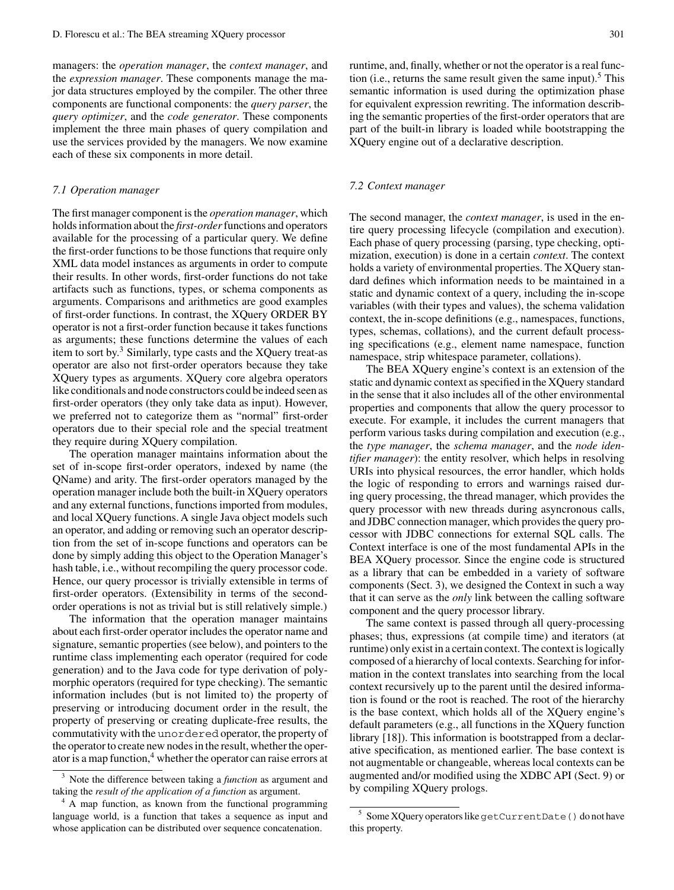managers: the *operation manager*, the *context manager*, and the *expression manager*. These components manage the major data structures employed by the compiler. The other three components are functional components: the *query parser*, the *query optimizer*, and the *code generator*. These components implement the three main phases of query compilation and use the services provided by the managers. We now examine each of these six components in more detail.

### 7.1 Operation manager

The first manager component is the *operation manager*, which holds information about the *first-order* functions and operators available for the processing of a particular query. We define the first-order functions to be those functions that require only XML data model instances as arguments in order to compute their results. In other words, first-order functions do not take artifacts such as functions, types, or schema components as arguments. Comparisons and arithmetics are good examples of first-order functions. In contrast, the XQuery ORDER BY operator is not a first-order function because it takes functions as arguments; these functions determine the values of each item to sort by.[3] Similarly, type casts and the XQuery treat-as operator are also not first-order operators because they take XQuery types as arguments. XQuery core algebra operators like conditionals and node constructors could be indeed seen as first-order operators (they only take data as input). However, we preferred not to categorize them as "normal" first-order operators due to their special role and the special treatment they require during XQuery compilation.

The operation manager maintains information about the set of in-scope first-order operators, indexed by name (the QName) and arity. The first-order operators managed by the operation manager include both the built-in XQuery operators and any external functions, functions imported from modules, and local XQuery functions. A single Java object models such an operator, and adding or removing such an operator description from the set of in-scope functions and operators can be done by simply adding this object to the Operation Manager's hash table, i.e., without recompiling the query processor code. Hence, our query processor is trivially extensible in terms of first-order operators. (Extensibility in terms of the second-order operations is not as trivial but is still relatively simple.)

The information that the operation manager maintains about each first-order operator includes the operator name and signature, semantic properties (see below), and pointers to the runtime class implementing each operator (required for code generation) and to the Java code for type derivation of polymorphic operators (required for type checking). The semantic information includes (but is not limited to) the property of preserving or introducing document order in the result, the property of preserving or creating duplicate-free results, the commutativity with the `unordered` operator, the property of the operator to create new nodes in the result, whether the operator is a map function,[4] whether the operator can raise errors at runtime, and, finally, whether or not the operator is a real function (i.e., returns the same result given the same input).[5] This semantic information is used during the optimization phase for equivalent expression rewriting. The information describing the semantic properties of the first-order operators that are part of the built-in library is loaded while bootstrapping the XQuery engine out of a declarative description.

[3] Note the difference between taking a *function* as argument and taking the *result of the application of a function* as argument.

[4] A map function, as known from the functional programming language world, is a function that takes a sequence as input and whose application can be distributed over sequence concatenation.

[5] Some XQuery operators like `getCurrentDate()` do not have this property.

### 7.2 Context manager

The second manager, the *context manager*, is used in the entire query processing lifecycle (compilation and execution). Each phase of query processing (parsing, type checking, optimization, execution) is done in a certain *context*. The context holds a variety of environmental properties. The XQuery standard defines which information needs to be maintained in a static and dynamic context of a query, including the in-scope variables (with their types and values), the schema validation context, the in-scope definitions (e.g., namespaces, functions, types, schemas, collations), and the current default processing specifications (e.g., element name namespace, function namespace, strip whitespace parameter, collations).

The BEA XQuery engine's context is an extension of the static and dynamic context as specified in the XQuery standard in the sense that it also includes all of the other environmental properties and components that allow the query processor to execute. For example, it includes the current managers that perform various tasks during compilation and execution (e.g., the *type manager*, the *schema manager*, and the *node identifier manager*): the entity resolver, which helps in resolving URIs into physical resources, the error handler, which holds the logic of responding to errors and warnings raised during query processing, the thread manager, which provides the query processor with new threads during asyncronous calls, and JDBC connection manager, which provides the query processor with JDBC connections for external SQL calls. The Context interface is one of the most fundamental APIs in the BEA XQuery processor. Since the engine code is structured as a library that can be embedded in a variety of software components (Sect. 3), we designed the Context in such a way that it can serve as the *only* link between the calling software component and the query processor library.

The same context is passed through all query-processing phases; thus, expressions (at compile time) and iterators (at runtime) only exist in a certain context. The context is logically composed of a hierarchy of local contexts. Searching for information in the context translates into searching from the local context recursively up to the parent until the desired information is found or the root is reached. The root of the hierarchy is the base context, which holds all of the XQuery engine's default parameters (e.g., all functions in the XQuery function library [18]). This information is bootstrapped from a declarative specification, as mentioned earlier. The base context is not augmentable or changeable, whereas local contexts can be augmented and/or modified using the XDBC API (Sect. 9) or by compiling XQuery prologs.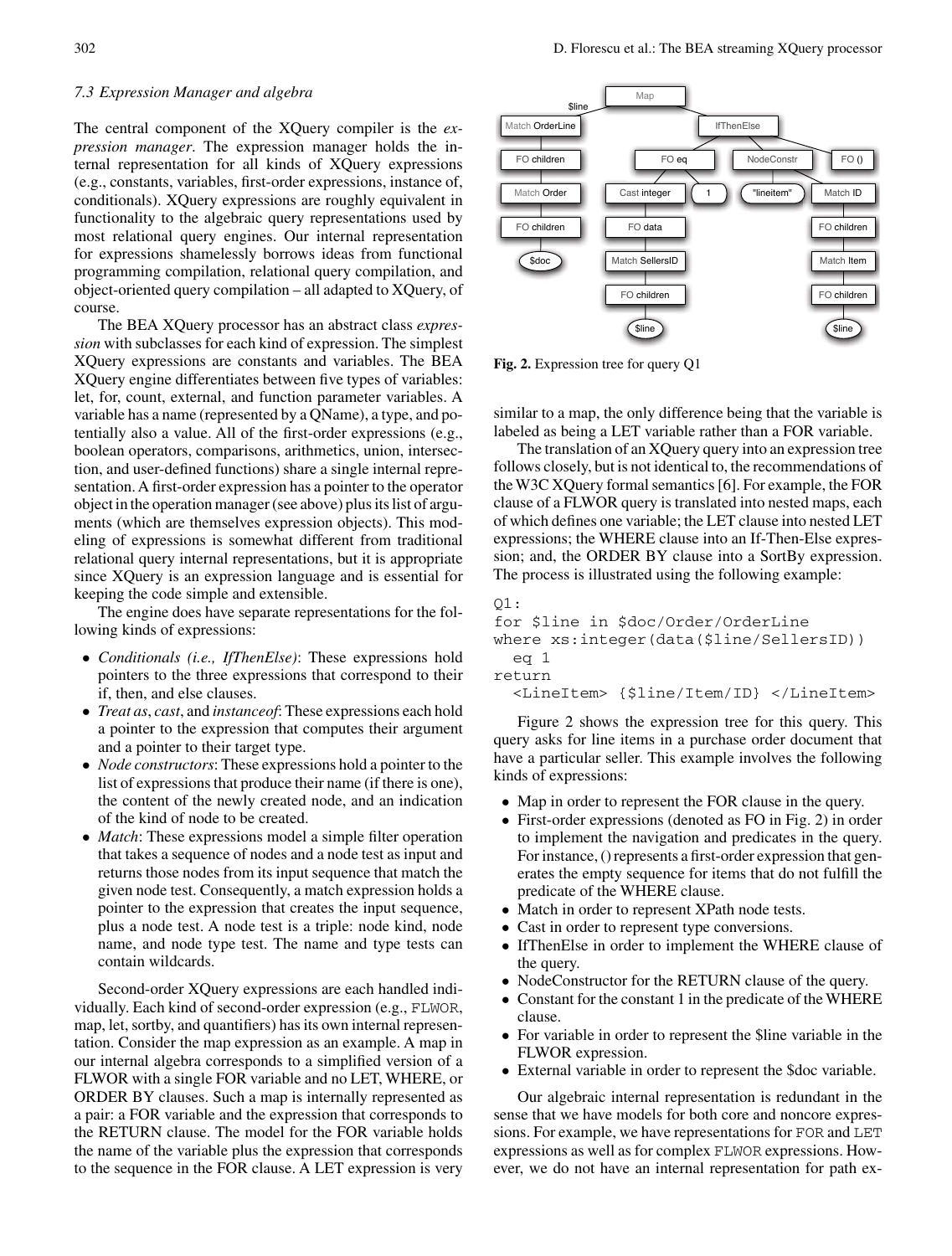### 7.3 Expression Manager and algebra

The central component of the XQuery compiler is the *expression manager*. The expression manager holds the internal representation for all kinds of XQuery expressions (e.g., constants, variables, first-order expressions, instance of, conditionals). XQuery expressions are roughly equivalent in functionality to the algebraic query representations used by most relational query engines. Our internal representation for expressions shamelessly borrows ideas from functional programming compilation, relational query compilation, and object-oriented query compilation – all adapted to XQuery, of course.

The BEA XQuery processor has an abstract class *expression* with subclasses for each kind of expression. The simplest XQuery expressions are constants and variables. The BEA XQuery engine differentiates between five types of variables: let, for, count, external, and function parameter variables. A variable has a name (represented by a QName), a type, and potentially also a value. All of the first-order expressions (e.g., boolean operators, comparisons, arithmetics, union, intersection, and user-defined functions) share a single internal representation. A first-order expression has a pointer to the operator object in the operation manager (see above) plus its list of arguments (which are themselves expression objects). This modeling of expressions is somewhat different from traditional relational query internal representations, but it is appropriate since XQuery is an expression language and is essential for keeping the code simple and extensible.

The engine does have separate representations for the following kinds of expressions:

- *Conditionals (i.e., IfThenElse)*: These expressions hold pointers to the three expressions that correspond to their if, then, and else clauses.
- *Treat as*, *cast*, and *instanceof*: These expressions each hold a pointer to the expression that computes their argument and a pointer to their target type.
- *Node constructors*: These expressions hold a pointer to the list of expressions that produce their name (if there is one), the content of the newly created node, and an indication of the kind of node to be created.
- *Match*: These expressions model a simple filter operation that takes a sequence of nodes and a node test as input and returns those nodes from its input sequence that match the given node test. Consequently, a match expression holds a pointer to the expression that creates the input sequence, plus a node test. A node test is a triple: node kind, node name, and node type test. The name and type tests can contain wildcards.

Second-order XQuery expressions are each handled individually. Each kind of second-order expression (e.g., FLWOR, map, let, sortby, and quantifiers) has its own internal representation. Consider the map expression as an example. A map in our internal algebra corresponds to a simplified version of a FLWOR with a single FOR variable and no LET, WHERE, or ORDER BY clauses. Such a map is internally represented as a pair: a FOR variable and the expression that corresponds to the RETURN clause. The model for the FOR variable holds the name of the variable plus the expression that corresponds to the sequence in the FOR clause. A LET expression is very similar to a map, the only difference being that the variable is labeled as being a LET variable rather than a FOR variable.

Fig. 2. Expression tree for query Q1

The translation of an XQuery query into an expression tree follows closely, but is not identical to, the recommendations of the W3C XQuery formal semantics [6]. For example, the FOR clause of a FLWOR query is translated into nested maps, each of which defines one variable; the LET clause into nested LET expressions; the WHERE clause into an If-Then-Else expression; and, the ORDER BY clause into a SortBy expression. The process is illustrated using the following example:

```
Q1:
for $line in $doc/Order/OrderLine
where xs:integer(data($line/SellersID))
  eq 1
return
  <LineItem> {$line/Item/ID} </LineItem>
```

Figure 2 shows the expression tree for this query. This query asks for line items in a purchase order document that have a particular seller. This example involves the following kinds of expressions:

- Map in order to represent the FOR clause in the query.
- First-order expressions (denoted as FO in Fig. 2) in order to implement the navigation and predicates in the query. For instance, () represents a first-order expression that generates the empty sequence for items that do not fulfill the predicate of the WHERE clause.
- Match in order to represent XPath node tests.
- Cast in order to represent type conversions.
- IfThenElse in order to implement the WHERE clause of the query.
- NodeConstructor for the RETURN clause of the query.
- Constant for the constant 1 in the predicate of the WHERE clause.
- For variable in order to represent the $line variable in the FLWOR expression.
- External variable in order to represent the $doc variable.

Our algebraic internal representation is redundant in the sense that we have models for both core and noncore expressions. For example, we have representations for FOR and LET expressions as well as for complex FLWOR expressions. However, we do not have an internal representation for path ex-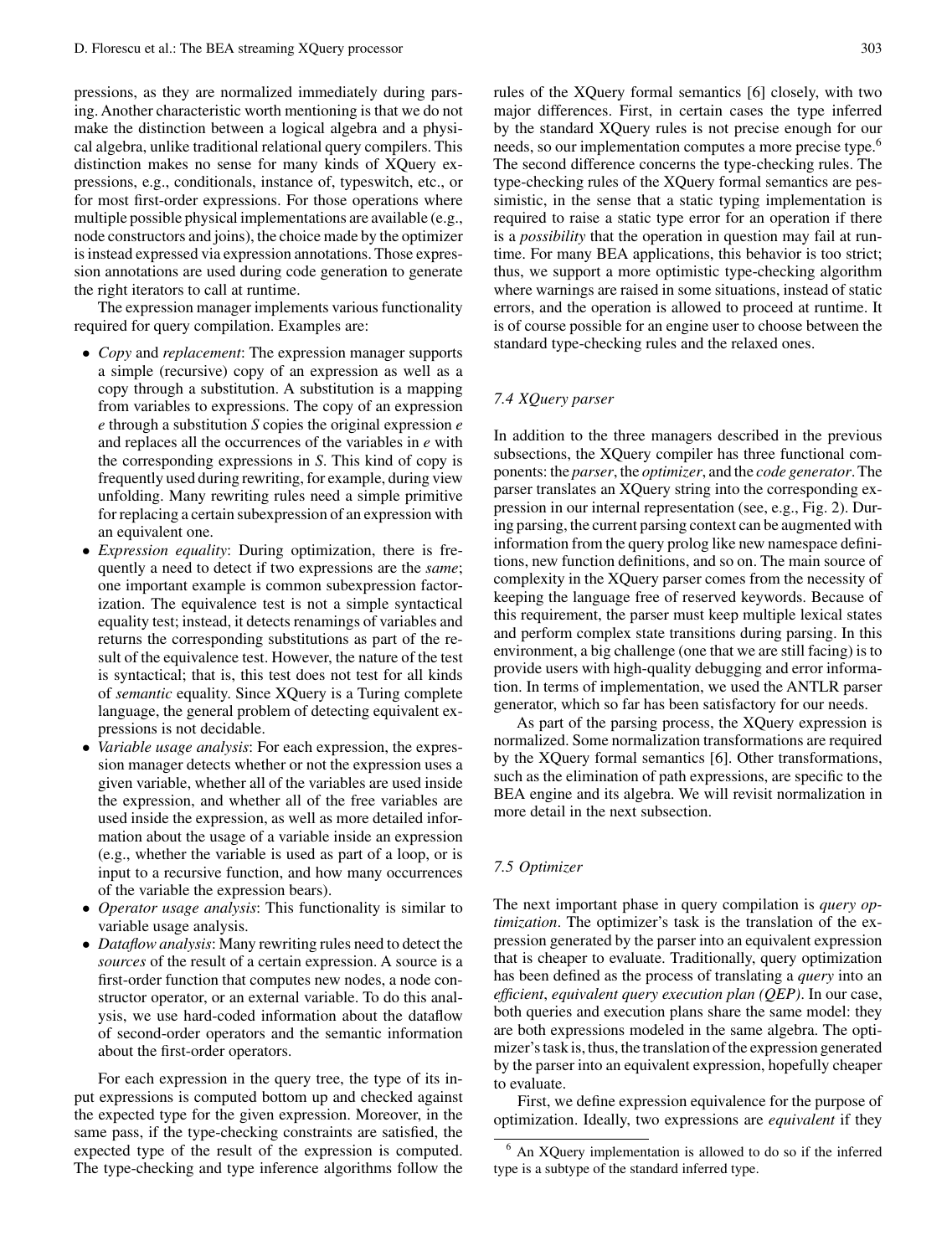pressions, as they are normalized immediately during parsing. Another characteristic worth mentioning is that we do not make the distinction between a logical algebra and a physical algebra, unlike traditional relational query compilers. This distinction makes no sense for many kinds of XQuery expressions, e.g., conditionals, instance of, typeswitch, etc., or for most first-order expressions. For those operations where multiple possible physical implementations are available (e.g., node constructors and joins), the choice made by the optimizer is instead expressed via expression annotations. Those expression annotations are used during code generation to generate the right iterators to call at runtime.

The expression manager implements various functionality required for query compilation. Examples are:

- *Copy* and *replacement*: The expression manager supports a simple (recursive) copy of an expression as well as a copy through a substitution. A substitution is a mapping from variables to expressions. The copy of an expression *e* through a substitution *S* copies the original expression *e* and replaces all the occurrences of the variables in *e* with the corresponding expressions in *S*. This kind of copy is frequently used during rewriting, for example, during view unfolding. Many rewriting rules need a simple primitive for replacing a certain subexpression of an expression with an equivalent one.
- *Expression equality*: During optimization, there is frequently a need to detect if two expressions are the *same*; one important example is common subexpression factorization. The equivalence test is not a simple syntactical equality test; instead, it detects renamings of variables and returns the corresponding substitutions as part of the result of the equivalence test. However, the nature of the test is syntactical; that is, this test does not test for all kinds of *semantic* equality. Since XQuery is a Turing complete language, the general problem of detecting equivalent expressions is not decidable.
- *Variable usage analysis*: For each expression, the expression manager detects whether or not the expression uses a given variable, whether all of the variables are used inside the expression, and whether all of the free variables are used inside the expression, as well as more detailed information about the usage of a variable inside an expression (e.g., whether the variable is used as part of a loop, or is input to a recursive function, and how many occurrences of the variable the expression bears).
- *Operator usage analysis*: This functionality is similar to variable usage analysis.
- *Dataflow analysis*: Many rewriting rules need to detect the *sources* of the result of a certain expression. A source is a first-order function that computes new nodes, a node constructor operator, or an external variable. To do this analysis, we use hard-coded information about the dataflow of second-order operators and the semantic information about the first-order operators.

For each expression in the query tree, the type of its input expressions is computed bottom up and checked against the expected type for the given expression. Moreover, in the same pass, if the type-checking constraints are satisfied, the expected type of the result of the expression is computed. The type-checking and type inference algorithms follow the rules of the XQuery formal semantics [6] closely, with two major differences. First, in certain cases the type inferred by the standard XQuery rules is not precise enough for our needs, so our implementation computes a more precise type.[6] The second difference concerns the type-checking rules. The type-checking rules of the XQuery formal semantics are pessimistic, in the sense that a static typing implementation is required to raise a static type error for an operation if there is a *possibility* that the operation in question may fail at runtime. For many BEA applications, this behavior is too strict; thus, we support a more optimistic type-checking algorithm where warnings are raised in some situations, instead of static errors, and the operation is allowed to proceed at runtime. It is of course possible for an engine user to choose between the standard type-checking rules and the relaxed ones.

### 7.4 XQuery parser

In addition to the three managers described in the previous subsections, the XQuery compiler has three functional components: the *parser*, the *optimizer*, and the *code generator*. The parser translates an XQuery string into the corresponding expression in our internal representation (see, e.g., Fig. 2). During parsing, the current parsing context can be augmented with information from the query prolog like new namespace definitions, new function definitions, and so on. The main source of complexity in the XQuery parser comes from the necessity of keeping the language free of reserved keywords. Because of this requirement, the parser must keep multiple lexical states and perform complex state transitions during parsing. In this environment, a big challenge (one that we are still facing) is to provide users with high-quality debugging and error information. In terms of implementation, we used the ANTLR parser generator, which so far has been satisfactory for our needs.

As part of the parsing process, the XQuery expression is normalized. Some normalization transformations are required by the XQuery formal semantics [6]. Other transformations, such as the elimination of path expressions, are specific to the BEA engine and its algebra. We will revisit normalization in more detail in the next subsection.

### 7.5 Optimizer

The next important phase in query compilation is *query optimization*. The optimizer's task is the translation of the expression generated by the parser into an equivalent expression that is cheaper to evaluate. Traditionally, query optimization has been defined as the process of translating a *query* into an *efficient*, *equivalent query execution plan (QEP)*. In our case, both queries and execution plans share the same model: they are both expressions modeled in the same algebra. The optimizer's task is, thus, the translation of the expression generated by the parser into an equivalent expression, hopefully cheaper to evaluate.

First, we define expression equivalence for the purpose of optimization. Ideally, two expressions are *equivalent* if they

[6] An XQuery implementation is allowed to do so if the inferred type is a subtype of the standard inferred type.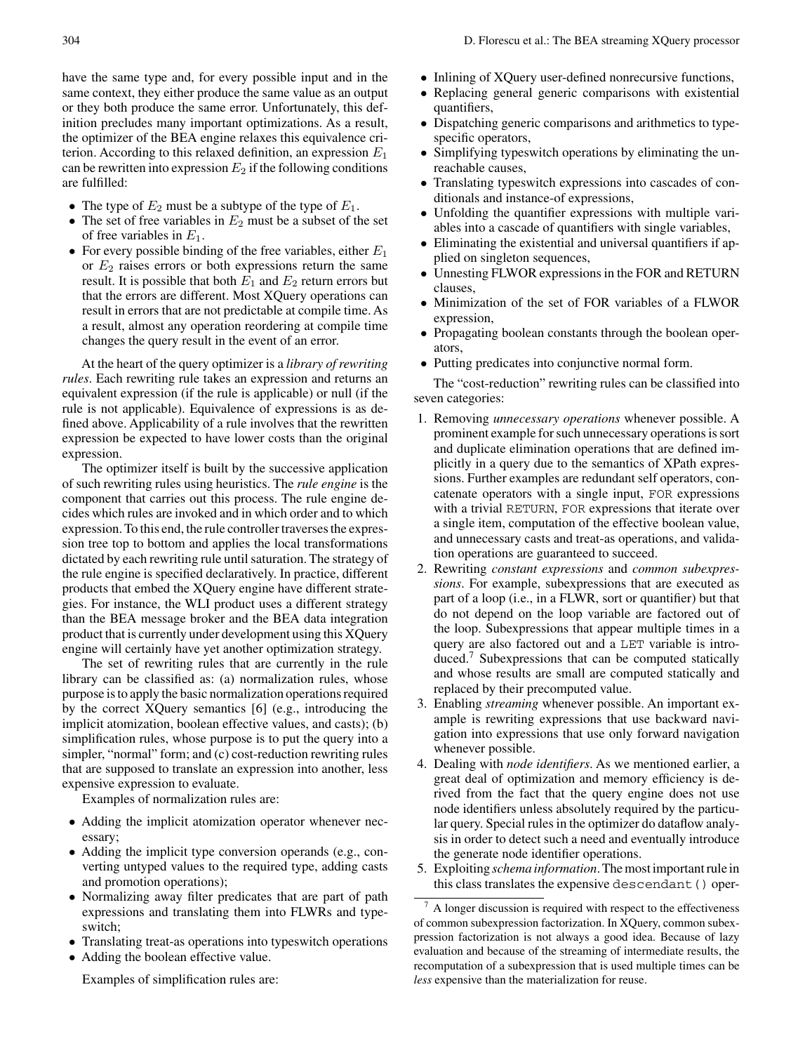have the same type and, for every possible input and in the same context, they either produce the same value as an output or they both produce the same error. Unfortunately, this definition precludes many important optimizations. As a result, the optimizer of the BEA engine relaxes this equivalence criterion. According to this relaxed definition, an expression $E_1$ can be rewritten into expression $E_2$ if the following conditions are fulfilled:

- The type of $E_2$ must be a subtype of the type of $E_1$.
- The set of free variables in $E_2$ must be a subset of the set of free variables in $E_1$.
- For every possible binding of the free variables, either $E_1$ or $E_2$ raises errors or both expressions return the same result. It is possible that both $E_1$ and $E_2$ return errors but that the errors are different. Most XQuery operations can result in errors that are not predictable at compile time. As a result, almost any operation reordering at compile time changes the query result in the event of an error.

At the heart of the query optimizer is a *library of rewriting rules*. Each rewriting rule takes an expression and returns an equivalent expression (if the rule is applicable) or null (if the rule is not applicable). Equivalence of expressions is as defined above. Applicability of a rule involves that the rewritten expression be expected to have lower costs than the original expression.

The optimizer itself is built by the successive application of such rewriting rules using heuristics. The *rule engine* is the component that carries out this process. The rule engine decides which rules are invoked and in which order and to which expression. To this end, the rule controller traverses the expression tree top to bottom and applies the local transformations dictated by each rewriting rule until saturation. The strategy of the rule engine is specified declaratively. In practice, different products that embed the XQuery engine have different strategies. For instance, the WLI product uses a different strategy than the BEA message broker and the BEA data integration product that is currently under development using this XQuery engine will certainly have yet another optimization strategy.

The set of rewriting rules that are currently in the rule library can be classified as: (a) normalization rules, whose purpose is to apply the basic normalization operations required by the correct XQuery semantics [6] (e.g., introducing the implicit atomization, boolean effective values, and casts); (b) simplification rules, whose purpose is to put the query into a simpler, "normal" form; and (c) cost-reduction rewriting rules that are supposed to translate an expression into another, less expensive expression to evaluate.

Examples of normalization rules are:

- Adding the implicit atomization operator whenever necessary;
- Adding the implicit type conversion operands (e.g., converting untyped values to the required type, adding casts and promotion operations);
- Normalizing away filter predicates that are part of path expressions and translating them into FLWRs and typeswitch;
- Translating treat-as operations into typeswitch operations
- Adding the boolean effective value.

Examples of simplification rules are:

- Inlining of XQuery user-defined nonrecursive functions,
- Replacing general generic comparisons with existential quantifiers,
- Dispatching generic comparisons and arithmetics to type-specific operators,
- Simplifying typeswitch operations by eliminating the unreachable causes,
- Translating typeswitch expressions into cascades of conditionals and instance-of expressions,
- Unfolding the quantifier expressions with multiple variables into a cascade of quantifiers with single variables,
- Eliminating the existential and universal quantifiers if applied on singleton sequences,
- Unnesting FLWOR expressions in the FOR and RETURN clauses,
- Minimization of the set of FOR variables of a FLWOR expression,
- Propagating boolean constants through the boolean operators,
- Putting predicates into conjunctive normal form.

The "cost-reduction" rewriting rules can be classified into seven categories:

1. Removing *unnecessary operations* whenever possible. A prominent example for such unnecessary operations is sort and duplicate elimination operations that are defined implicitly in a query due to the semantics of XPath expressions. Further examples are redundant self operators, concatenate operators with a single input, `FOR` expressions with a trivial `RETURN`, `FOR` expressions that iterate over a single item, computation of the effective boolean value, and unnecessary casts and treat-as operations, and validation operations are guaranteed to succeed.
2. Rewriting *constant expressions* and *common subexpressions*. For example, subexpressions that are executed as part of a loop (i.e., in a FLWR, sort or quantifier) but that do not depend on the loop variable are factored out of the loop. Subexpressions that appear multiple times in a query are also factored out and a `LET` variable is introduced.[7] Subexpressions that can be computed statically and whose results are small are computed statically and replaced by their precomputed value.
3. Enabling *streaming* whenever possible. An important example is rewriting expressions that use backward navigation into expressions that use only forward navigation whenever possible.
4. Dealing with *node identifiers*. As we mentioned earlier, a great deal of optimization and memory efficiency is derived from the fact that the query engine does not use node identifiers unless absolutely required by the particular query. Special rules in the optimizer do dataflow analysis in order to detect such a need and eventually introduce the generate node identifier operations.
5. Exploiting *schema information*. The most important rule in this class translates the expensive `descendant()` oper-

[7] A longer discussion is required with respect to the effectiveness of common subexpression factorization. In XQuery, common subexpression factorization is not always a good idea. Because of lazy evaluation and because of the streaming of intermediate results, the recomputation of a subexpression that is used multiple times can be *less* expensive than the materialization for reuse.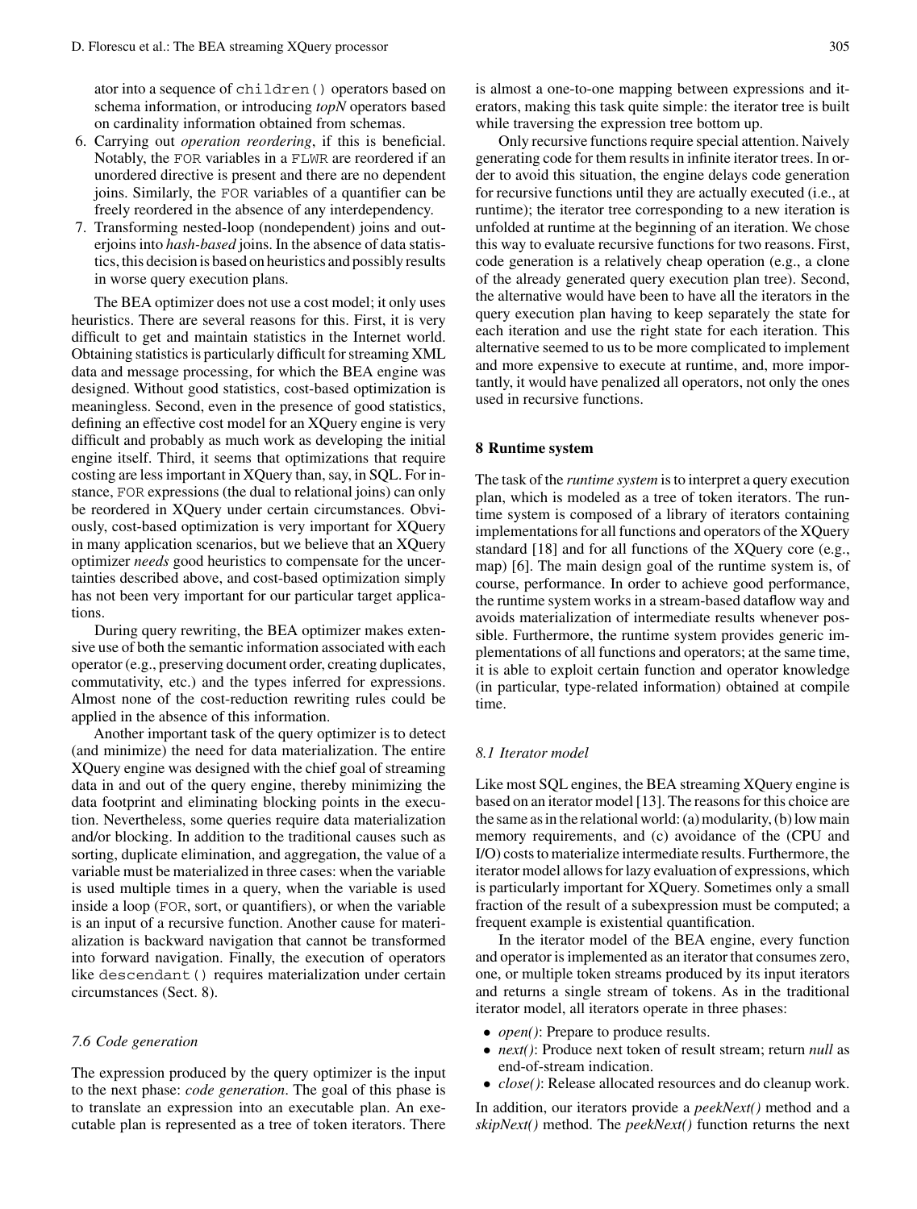ator into a sequence of children() operators based on schema information, or introducing *topN* operators based on cardinality information obtained from schemas.

6. Carrying out *operation reordering*, if this is beneficial. Notably, the FOR variables in a FLWR are reordered if an unordered directive is present and there are no dependent joins. Similarly, the FOR variables of a quantifier can be freely reordered in the absence of any interdependency.
7. Transforming nested-loop (nondependent) joins and outerjoins into *hash-based* joins. In the absence of data statistics, this decision is based on heuristics and possibly results in worse query execution plans.

The BEA optimizer does not use a cost model; it only uses heuristics. There are several reasons for this. First, it is very difficult to get and maintain statistics in the Internet world. Obtaining statistics is particularly difficult for streaming XML data and message processing, for which the BEA engine was designed. Without good statistics, cost-based optimization is meaningless. Second, even in the presence of good statistics, defining an effective cost model for an XQuery engine is very difficult and probably as much work as developing the initial engine itself. Third, it seems that optimizations that require costing are less important in XQuery than, say, in SQL. For instance, FOR expressions (the dual to relational joins) can only be reordered in XQuery under certain circumstances. Obviously, cost-based optimization is very important for XQuery in many application scenarios, but we believe that an XQuery optimizer *needs* good heuristics to compensate for the uncertainties described above, and cost-based optimization simply has not been very important for our particular target applications.

During query rewriting, the BEA optimizer makes extensive use of both the semantic information associated with each operator (e.g., preserving document order, creating duplicates, commutativity, etc.) and the types inferred for expressions. Almost none of the cost-reduction rewriting rules could be applied in the absence of this information.

Another important task of the query optimizer is to detect (and minimize) the need for data materialization. The entire XQuery engine was designed with the chief goal of streaming data in and out of the query engine, thereby minimizing the data footprint and eliminating blocking points in the execution. Nevertheless, some queries require data materialization and/or blocking. In addition to the traditional causes such as sorting, duplicate elimination, and aggregation, the value of a variable must be materialized in three cases: when the variable is used multiple times in a query, when the variable is used inside a loop (FOR, sort, or quantifiers), or when the variable is an input of a recursive function. Another cause for materialization is backward navigation that cannot be transformed into forward navigation. Finally, the execution of operators like descendant() requires materialization under certain circumstances (Sect. 8).

### 7.6 Code generation

The expression produced by the query optimizer is the input to the next phase: *code generation*. The goal of this phase is to translate an expression into an executable plan. An executable plan is represented as a tree of token iterators. There is almost a one-to-one mapping between expressions and iterators, making this task quite simple: the iterator tree is built while traversing the expression tree bottom up.

Only recursive functions require special attention. Naively generating code for them results in infinite iterator trees. In order to avoid this situation, the engine delays code generation for recursive functions until they are actually executed (i.e., at runtime); the iterator tree corresponding to a new iteration is unfolded at runtime at the beginning of an iteration. We chose this way to evaluate recursive functions for two reasons. First, code generation is a relatively cheap operation (e.g., a clone of the already generated query execution plan tree). Second, the alternative would have been to have all the iterators in the query execution plan having to keep separately the state for each iteration and use the right state for each iteration. This alternative seemed to us to be more complicated to implement and more expensive to execute at runtime, and, more importantly, it would have penalized all operators, not only the ones used in recursive functions.

## 8 Runtime system

The task of the *runtime system* is to interpret a query execution plan, which is modeled as a tree of token iterators. The runtime system is composed of a library of iterators containing implementations for all functions and operators of the XQuery standard [18] and for all functions of the XQuery core (e.g., map) [6]. The main design goal of the runtime system is, of course, performance. In order to achieve good performance, the runtime system works in a stream-based dataflow way and avoids materialization of intermediate results whenever possible. Furthermore, the runtime system provides generic implementations of all functions and operators; at the same time, it is able to exploit certain function and operator knowledge (in particular, type-related information) obtained at compile time.

### 8.1 Iterator model

Like most SQL engines, the BEA streaming XQuery engine is based on an iterator model [13]. The reasons for this choice are the same as in the relational world: (a) modularity, (b) low main memory requirements, and (c) avoidance of the (CPU and I/O) costs to materialize intermediate results. Furthermore, the iterator model allows for lazy evaluation of expressions, which is particularly important for XQuery. Sometimes only a small fraction of the result of a subexpression must be computed; a frequent example is existential quantification.

In the iterator model of the BEA engine, every function and operator is implemented as an iterator that consumes zero, one, or multiple token streams produced by its input iterators and returns a single stream of tokens. As in the traditional iterator model, all iterators operate in three phases:

- *open()*: Prepare to produce results.
- *next()*: Produce next token of result stream; return *null* as end-of-stream indication.
- *close()*: Release allocated resources and do cleanup work.

In addition, our iterators provide a *peekNext()* method and a *skipNext()* method. The *peekNext()* function returns the next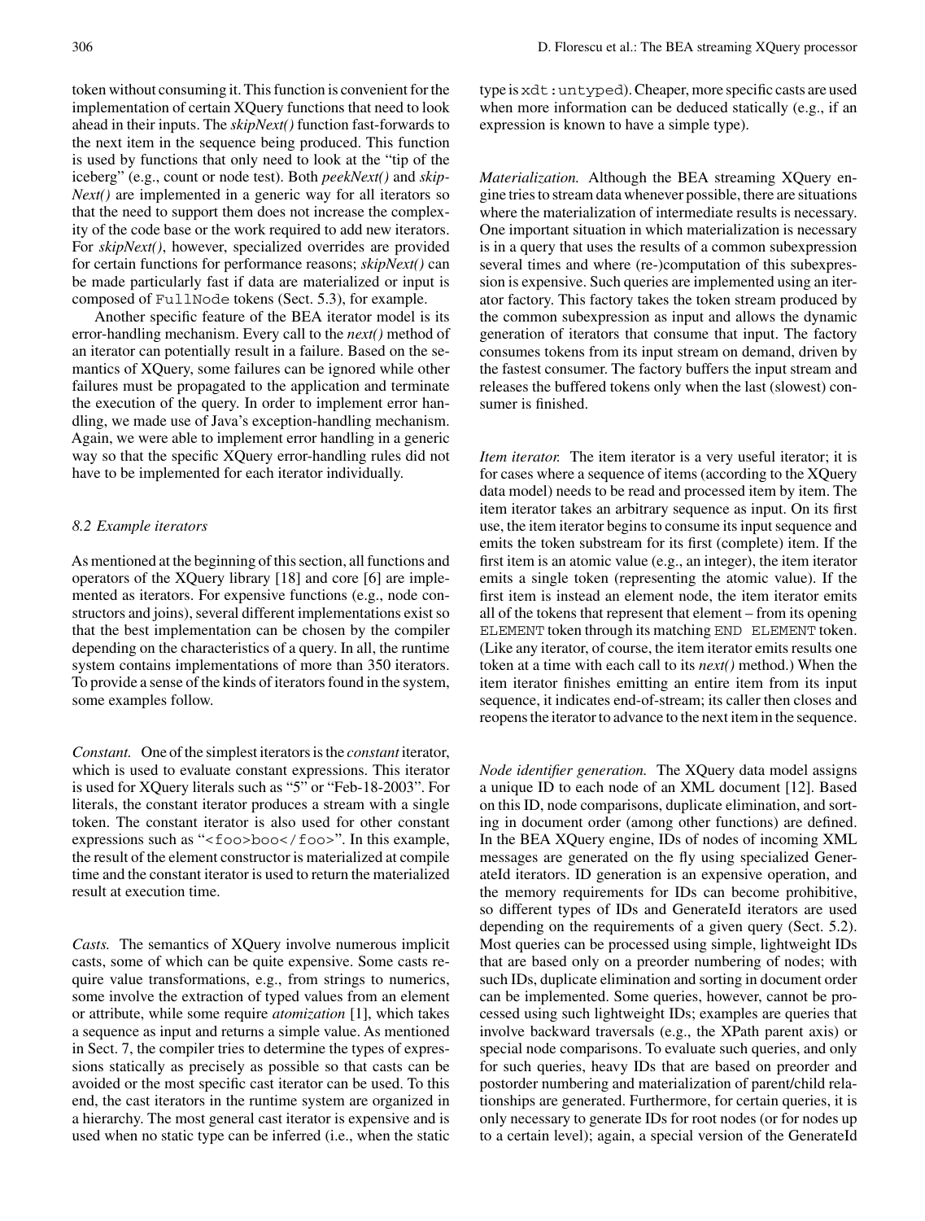token without consuming it. This function is convenient for the implementation of certain XQuery functions that need to look ahead in their inputs. The *skipNext()* function fast-forwards to the next item in the sequence being produced. This function is used by functions that only need to look at the "tip of the iceberg" (e.g., count or node test). Both *peekNext()* and *skipNext()* are implemented in a generic way for all iterators so that the need to support them does not increase the complexity of the code base or the work required to add new iterators. For *skipNext()*, however, specialized overrides are provided for certain functions for performance reasons; *skipNext()* can be made particularly fast if data are materialized or input is composed of `FullNode` tokens (Sect. 5.3), for example.

Another specific feature of the BEA iterator model is its error-handling mechanism. Every call to the *next()* method of an iterator can potentially result in a failure. Based on the semantics of XQuery, some failures can be ignored while other failures must be propagated to the application and terminate the execution of the query. In order to implement error handling, we made use of Java's exception-handling mechanism. Again, we were able to implement error handling in a generic way so that the specific XQuery error-handling rules did not have to be implemented for each iterator individually.

### 8.2 Example iterators

As mentioned at the beginning of this section, all functions and operators of the XQuery library [18] and core [6] are implemented as iterators. For expensive functions (e.g., node constructors and joins), several different implementations exist so that the best implementation can be chosen by the compiler depending on the characteristics of a query. In all, the runtime system contains implementations of more than 350 iterators. To provide a sense of the kinds of iterators found in the system, some examples follow.

*Constant.* One of the simplest iterators is the *constant* iterator, which is used to evaluate constant expressions. This iterator is used for XQuery literals such as "5" or "Feb-18-2003". For literals, the constant iterator produces a stream with a single token. The constant iterator is also used for other constant expressions such as "`<foo>boo</foo>`". In this example, the result of the element constructor is materialized at compile time and the constant iterator is used to return the materialized result at execution time.

*Casts.* The semantics of XQuery involve numerous implicit casts, some of which can be quite expensive. Some casts require value transformations, e.g., from strings to numerics, some involve the extraction of typed values from an element or attribute, while some require *atomization* [1], which takes a sequence as input and returns a simple value. As mentioned in Sect. 7, the compiler tries to determine the types of expressions statically as precisely as possible so that casts can be avoided or the most specific cast iterator can be used. To this end, the cast iterators in the runtime system are organized in a hierarchy. The most general cast iterator is expensive and is used when no static type can be inferred (i.e., when the static type is `xdt:untyped`). Cheaper, more specific casts are used when more information can be deduced statically (e.g., if an expression is known to have a simple type).

*Materialization.* Although the BEA streaming XQuery engine tries to stream data whenever possible, there are situations where the materialization of intermediate results is necessary. One important situation in which materialization is necessary is in a query that uses the results of a common subexpression several times and where (re-)computation of this subexpression is expensive. Such queries are implemented using an iterator factory. This factory takes the token stream produced by the common subexpression as input and allows the dynamic generation of iterators that consume that input. The factory consumes tokens from its input stream on demand, driven by the fastest consumer. The factory buffers the input stream and releases the buffered tokens only when the last (slowest) consumer is finished.

*Item iterator.* The item iterator is a very useful iterator; it is for cases where a sequence of items (according to the XQuery data model) needs to be read and processed item by item. The item iterator takes an arbitrary sequence as input. On its first use, the item iterator begins to consume its input sequence and emits the token substream for its first (complete) item. If the first item is an atomic value (e.g., an integer), the item iterator emits a single token (representing the atomic value). If the first item is instead an element node, the item iterator emits all of the tokens that represent that element – from its opening `ELEMENT` token through its matching `END ELEMENT` token. (Like any iterator, of course, the item iterator emits results one token at a time with each call to its *next()* method.) When the item iterator finishes emitting an entire item from its input sequence, it indicates end-of-stream; its caller then closes and reopens the iterator to advance to the next item in the sequence.

*Node identifier generation.* The XQuery data model assigns a unique ID to each node of an XML document [12]. Based on this ID, node comparisons, duplicate elimination, and sorting in document order (among other functions) are defined. In the BEA XQuery engine, IDs of nodes of incoming XML messages are generated on the fly using specialized GenerateId iterators. ID generation is an expensive operation, and the memory requirements for IDs can become prohibitive, so different types of IDs and GenerateId iterators are used depending on the requirements of a given query (Sect. 5.2). Most queries can be processed using simple, lightweight IDs that are based only on a preorder numbering of nodes; with such IDs, duplicate elimination and sorting in document order can be implemented. Some queries, however, cannot be processed using such lightweight IDs; examples are queries that involve backward traversals (e.g., the XPath parent axis) or special node comparisons. To evaluate such queries, and only for such queries, heavy IDs that are based on preorder and postorder numbering and materialization of parent/child relationships are generated. Furthermore, for certain queries, it is only necessary to generate IDs for root nodes (or for nodes up to a certain level); again, a special version of the GenerateId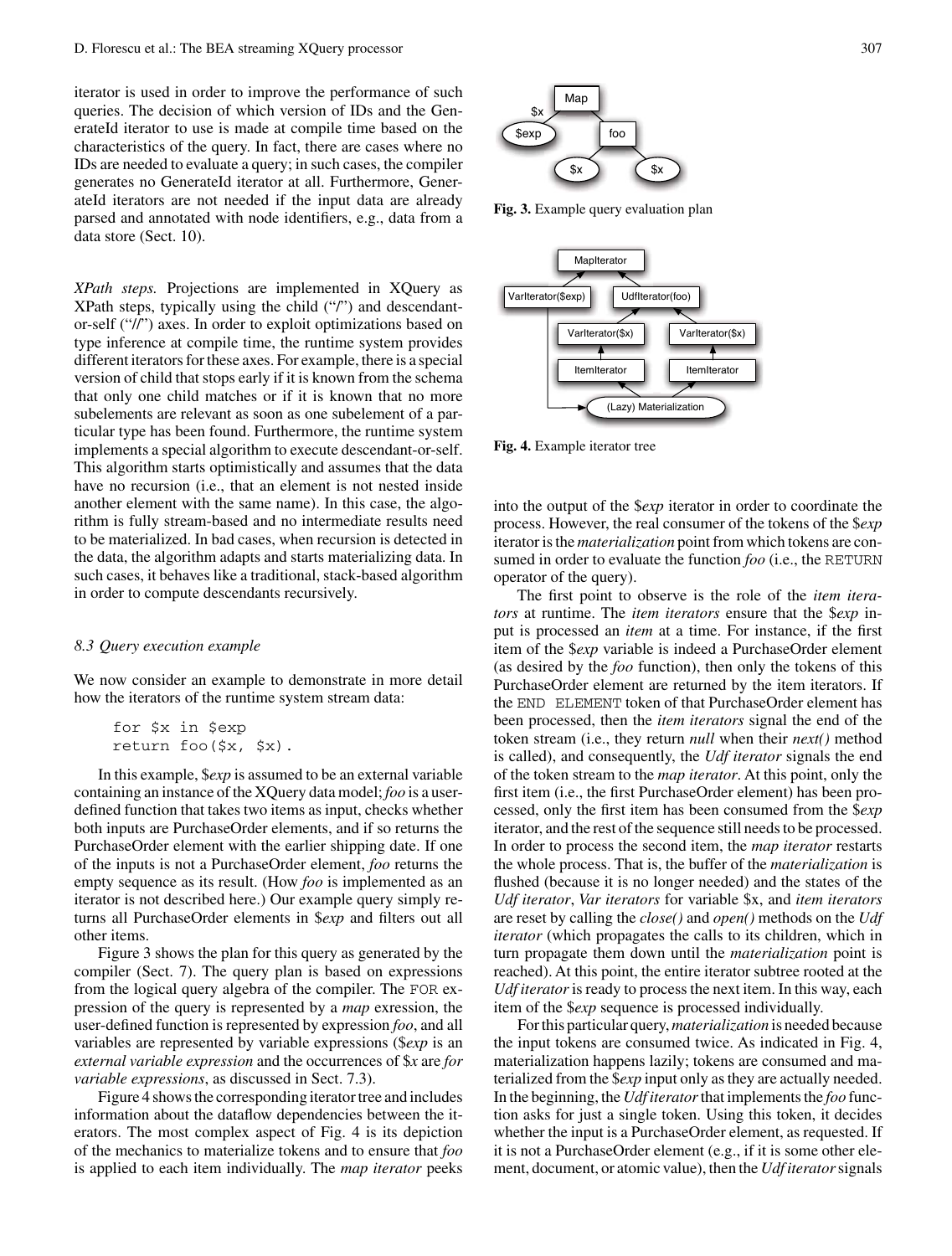iterator is used in order to improve the performance of such queries. The decision of which version of IDs and the GenerateId iterator to use is made at compile time based on the characteristics of the query. In fact, there are cases where no IDs are needed to evaluate a query; in such cases, the compiler generates no GenerateId iterator at all. Furthermore, GenerateId iterators are not needed if the input data are already parsed and annotated with node identifiers, e.g., data from a data store (Sect. 10).

*XPath steps.* Projections are implemented in XQuery as XPath steps, typically using the child ("/") and descendant-or-self ("//") axes. In order to exploit optimizations based on type inference at compile time, the runtime system provides different iterators for these axes. For example, there is a special version of child that stops early if it is known from the schema that only one child matches or if it is known that no more subelements are relevant as soon as one subelement of a particular type has been found. Furthermore, the runtime system implements a special algorithm to execute descendant-or-self. This algorithm starts optimistically and assumes that the data have no recursion (i.e., that an element is not nested inside another element with the same name). In this case, the algorithm is fully stream-based and no intermediate results need to be materialized. In bad cases, when recursion is detected in the data, the algorithm adapts and starts materializing data. In such cases, it behaves like a traditional, stack-based algorithm in order to compute descendants recursively.

### 8.3 Query execution example

We now consider an example to demonstrate in more detail how the iterators of the runtime system stream data:

```
for $x in $exp
return foo($x, $x).
```

In this example, *$exp* is assumed to be an external variable containing an instance of the XQuery data model; *foo* is a user-defined function that takes two items as input, checks whether both inputs are PurchaseOrder elements, and if so returns the PurchaseOrder element with the earlier shipping date. If one of the inputs is not a PurchaseOrder element, *foo* returns the empty sequence as its result. (How *foo* is implemented as an iterator is not described here.) Our example query simply returns all PurchaseOrder elements in *$exp* and filters out all other items.

Figure 3 shows the plan for this query as generated by the compiler (Sect. 7). The query plan is based on expressions from the logical query algebra of the compiler. The FOR expression of the query is represented by a *map* exression, the user-defined function is represented by expression *foo*, and all variables are represented by variable expressions (*$exp* is an *external variable expression* and the occurrences of *$x* are *for variable expressions*, as discussed in Sect. 7.3).

Figure 4 shows the corresponding iterator tree and includes information about the dataflow dependencies between the iterators. The most complex aspect of Fig. 4 is its depiction of the mechanics to materialize tokens and to ensure that *foo* is applied to each item individually. The *map iterator* peeks

Map
$x
$exp
foo
$x
$x

**Fig. 3.** Example query evaluation plan

MapIterator
VarIterator($exp)
UdfIterator(foo)
VarIterator($x)
VarIterator($x)
ItemIterator
ItemIterator
(Lazy) Materialization

**Fig. 4.** Example iterator tree

into the output of the *$exp* iterator in order to coordinate the process. However, the real consumer of the tokens of the *$exp* iterator is the *materialization* point from which tokens are consumed in order to evaluate the function *foo* (i.e., the RETURN operator of the query).

The first point to observe is the role of the *item iterators* at runtime. The *item iterators* ensure that the *$exp* input is processed an *item* at a time. For instance, if the first item of the *$exp* variable is indeed a PurchaseOrder element (as desired by the *foo* function), then only the tokens of this PurchaseOrder element are returned by the item iterators. If the END ELEMENT token of that PurchaseOrder element has been processed, then the *item iterators* signal the end of the token stream (i.e., they return *null* when their *next()* method is called), and consequently, the *Udf iterator* signals the end of the token stream to the *map iterator*. At this point, only the first item (i.e., the first PurchaseOrder element) has been processed, only the first item has been consumed from the *$exp* iterator, and the rest of the sequence still needs to be processed. In order to process the second item, the *map iterator* restarts the whole process. That is, the buffer of the *materialization* is flushed (because it is no longer needed) and the states of the *Udf iterator*, *Var iterators* for variable $x, and *item iterators* are reset by calling the *close()* and *open()* methods on the *Udf iterator* (which propagates the calls to its children, which in turn propagate them down until the *materialization* point is reached). At this point, the entire iterator subtree rooted at the *Udf iterator* is ready to process the next item. In this way, each item of the *$exp* sequence is processed individually.

For this particular query, *materialization* is needed because the input tokens are consumed twice. As indicated in Fig. 4, materialization happens lazily; tokens are consumed and materialized from the *$exp* input only as they are actually needed. In the beginning, the *Udf iterator* that implements the *foo* function asks for just a single token. Using this token, it decides whether the input is a PurchaseOrder element, as requested. If it is not a PurchaseOrder element (e.g., if it is some other element, document, or atomic value), then the *Udf iterator* signals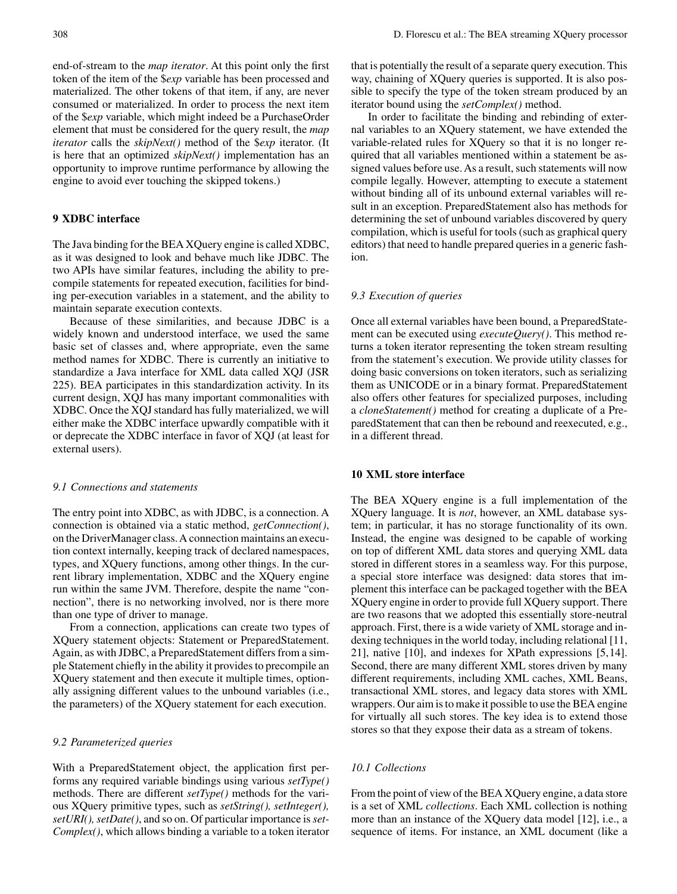end-of-stream to the *map iterator*. At this point only the first token of the item of the $*exp* variable has been processed and materialized. The other tokens of that item, if any, are never consumed or materialized. In order to process the next item of the $*exp* variable, which might indeed be a PurchaseOrder element that must be considered for the query result, the *map iterator* calls the *skipNext()* method of the $*exp* iterator. (It is here that an optimized *skipNext()* implementation has an opportunity to improve runtime performance by allowing the engine to avoid ever touching the skipped tokens.)

## 9 XDBC interface

The Java binding for the BEA XQuery engine is called XDBC, as it was designed to look and behave much like JDBC. The two APIs have similar features, including the ability to precompile statements for repeated execution, facilities for binding per-execution variables in a statement, and the ability to maintain separate execution contexts.

Because of these similarities, and because JDBC is a widely known and understood interface, we used the same basic set of classes and, where appropriate, even the same method names for XDBC. There is currently an initiative to standardize a Java interface for XML data called XQJ (JSR 225). BEA participates in this standardization activity. In its current design, XQJ has many important commonalities with XDBC. Once the XQJ standard has fully materialized, we will either make the XDBC interface upwardly compatible with it or deprecate the XDBC interface in favor of XQJ (at least for external users).

### 9.1 Connections and statements

The entry point into XDBC, as with JDBC, is a connection. A connection is obtained via a static method, *getConnection()*, on the DriverManager class. A connection maintains an execution context internally, keeping track of declared namespaces, types, and XQuery functions, among other things. In the current library implementation, XDBC and the XQuery engine run within the same JVM. Therefore, despite the name "connection", there is no networking involved, nor is there more than one type of driver to manage.

From a connection, applications can create two types of XQuery statement objects: Statement or PreparedStatement. Again, as with JDBC, a PreparedStatement differs from a simple Statement chiefly in the ability it provides to precompile an XQuery statement and then execute it multiple times, optionally assigning different values to the unbound variables (i.e., the parameters) of the XQuery statement for each execution.

### 9.2 Parameterized queries

With a PreparedStatement object, the application first performs any required variable bindings using various *setType()* methods. There are different *setType()* methods for the various XQuery primitive types, such as *setString(), setInteger(), setURI(), setDate()*, and so on. Of particular importance is *setComplex()*, which allows binding a variable to a token iterator that is potentially the result of a separate query execution. This way, chaining of XQuery queries is supported. It is also possible to specify the type of the token stream produced by an iterator bound using the *setComplex()* method.

In order to facilitate the binding and rebinding of external variables to an XQuery statement, we have extended the variable-related rules for XQuery so that it is no longer required that all variables mentioned within a statement be assigned values before use. As a result, such statements will now compile legally. However, attempting to execute a statement without binding all of its unbound external variables will result in an exception. PreparedStatement also has methods for determining the set of unbound variables discovered by query compilation, which is useful for tools (such as graphical query editors) that need to handle prepared queries in a generic fashion.

### 9.3 Execution of queries

Once all external variables have been bound, a PreparedStatement can be executed using *executeQuery()*. This method returns a token iterator representing the token stream resulting from the statement's execution. We provide utility classes for doing basic conversions on token iterators, such as serializing them as UNICODE or in a binary format. PreparedStatement also offers other features for specialized purposes, including a *cloneStatement()* method for creating a duplicate of a PreparedStatement that can then be rebound and reexecuted, e.g., in a different thread.

## 10 XML store interface

The BEA XQuery engine is a full implementation of the XQuery language. It is *not*, however, an XML database system; in particular, it has no storage functionality of its own. Instead, the engine was designed to be capable of working on top of different XML data stores and querying XML data stored in different stores in a seamless way. For this purpose, a special store interface was designed: data stores that implement this interface can be packaged together with the BEA XQuery engine in order to provide full XQuery support. There are two reasons that we adopted this essentially store-neutral approach. First, there is a wide variety of XML storage and indexing techniques in the world today, including relational [11, 21], native [10], and indexes for XPath expressions [5,14]. Second, there are many different XML stores driven by many different requirements, including XML caches, XML Beans, transactional XML stores, and legacy data stores with XML wrappers. Our aim is to make it possible to use the BEA engine for virtually all such stores. The key idea is to extend those stores so that they expose their data as a stream of tokens.

### 10.1 Collections

From the point of view of the BEA XQuery engine, a data store is a set of XML *collections*. Each XML collection is nothing more than an instance of the XQuery data model [12], i.e., a sequence of items. For instance, an XML document (like a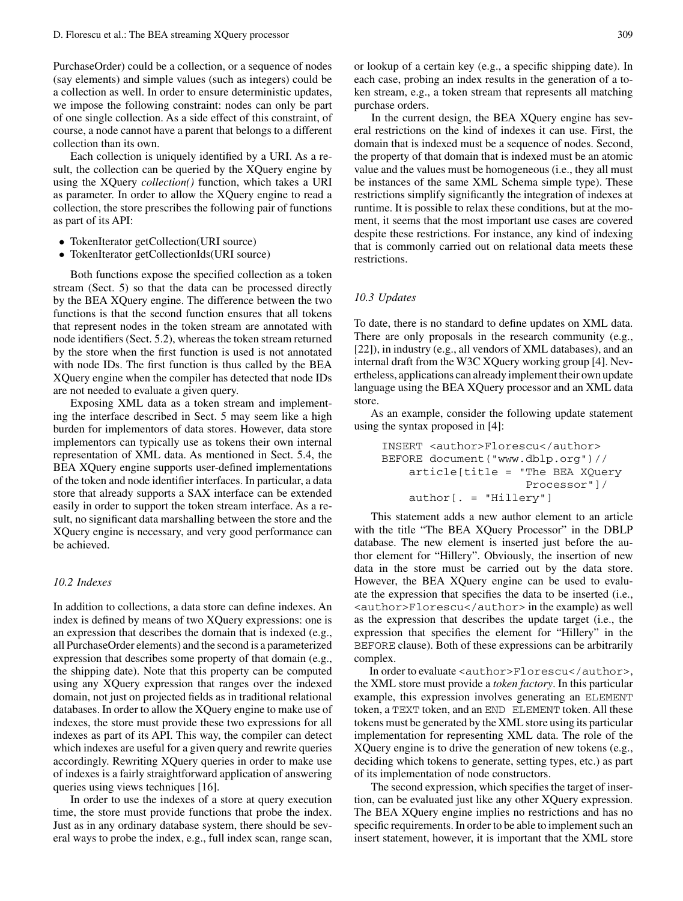PurchaseOrder) could be a collection, or a sequence of nodes (say elements) and simple values (such as integers) could be a collection as well. In order to ensure deterministic updates, we impose the following constraint: nodes can only be part of one single collection. As a side effect of this constraint, of course, a node cannot have a parent that belongs to a different collection than its own.

Each collection is uniquely identified by a URI. As a result, the collection can be queried by the XQuery engine by using the XQuery *collection()* function, which takes a URI as parameter. In order to allow the XQuery engine to read a collection, the store prescribes the following pair of functions as part of its API:

- TokenIterator getCollection(URI source)
- TokenIterator getCollectionIds(URI source)

Both functions expose the specified collection as a token stream (Sect. 5) so that the data can be processed directly by the BEA XQuery engine. The difference between the two functions is that the second function ensures that all tokens that represent nodes in the token stream are annotated with node identifiers (Sect. 5.2), whereas the token stream returned by the store when the first function is used is not annotated with node IDs. The first function is thus called by the BEA XQuery engine when the compiler has detected that node IDs are not needed to evaluate a given query.

Exposing XML data as a token stream and implementing the interface described in Sect. 5 may seem like a high burden for implementors of data stores. However, data store implementors can typically use as tokens their own internal representation of XML data. As mentioned in Sect. 5.4, the BEA XQuery engine supports user-defined implementations of the token and node identifier interfaces. In particular, a data store that already supports a SAX interface can be extended easily in order to support the token stream interface. As a result, no significant data marshalling between the store and the XQuery engine is necessary, and very good performance can be achieved.

### 10.2 Indexes

In addition to collections, a data store can define indexes. An index is defined by means of two XQuery expressions: one is an expression that describes the domain that is indexed (e.g., all PurchaseOrder elements) and the second is a parameterized expression that describes some property of that domain (e.g., the shipping date). Note that this property can be computed using any XQuery expression that ranges over the indexed domain, not just on projected fields as in traditional relational databases. In order to allow the XQuery engine to make use of indexes, the store must provide these two expressions for all indexes as part of its API. This way, the compiler can detect which indexes are useful for a given query and rewrite queries accordingly. Rewriting XQuery queries in order to make use of indexes is a fairly straightforward application of answering queries using views techniques [16].

In order to use the indexes of a store at query execution time, the store must provide functions that probe the index. Just as in any ordinary database system, there should be several ways to probe the index, e.g., full index scan, range scan, or lookup of a certain key (e.g., a specific shipping date). In each case, probing an index results in the generation of a token stream, e.g., a token stream that represents all matching purchase orders.

In the current design, the BEA XQuery engine has several restrictions on the kind of indexes it can use. First, the domain that is indexed must be a sequence of nodes. Second, the property of that domain that is indexed must be an atomic value and the values must be homogeneous (i.e., they all must be instances of the same XML Schema simple type). These restrictions simplify significantly the integration of indexes at runtime. It is possible to relax these conditions, but at the moment, it seems that the most important use cases are covered despite these restrictions. For instance, any kind of indexing that is commonly carried out on relational data meets these restrictions.

### 10.3 Updates

To date, there is no standard to define updates on XML data. There are only proposals in the research community (e.g., [22]), in industry (e.g., all vendors of XML databases), and an internal draft from the W3C XQuery working group [4]. Nevertheless, applications can already implement their own update language using the BEA XQuery processor and an XML data store.

As an example, consider the following update statement using the syntax proposed in [4]:

```
INSERT <author>Florescu</author>
BEFORE document("www.dblp.org")//
    article[title = "The BEA XQuery
                     Processor"]/
    author[. = "Hillery"]
```

This statement adds a new author element to an article with the title "The BEA XQuery Processor" in the DBLP database. The new element is inserted just before the author element for "Hillery". Obviously, the insertion of new data in the store must be carried out by the data store. However, the BEA XQuery engine can be used to evaluate the expression that specifies the data to be inserted (i.e., `<author>Florescu</author>` in the example) as well as the expression that describes the update target (i.e., the expression that specifies the element for "Hillery" in the `BEFORE` clause). Both of these expressions can be arbitrarily complex.

In order to evaluate `<author>Florescu</author>`, the XML store must provide a *token factory*. In this particular example, this expression involves generating an `ELEMENT` token, a `TEXT` token, and an `END ELEMENT` token. All these tokens must be generated by the XML store using its particular implementation for representing XML data. The role of the XQuery engine is to drive the generation of new tokens (e.g., deciding which tokens to generate, setting types, etc.) as part of its implementation of node constructors.

The second expression, which specifies the target of insertion, can be evaluated just like any other XQuery expression. The BEA XQuery engine implies no restrictions and has no specific requirements. In order to be able to implement such an insert statement, however, it is important that the XML store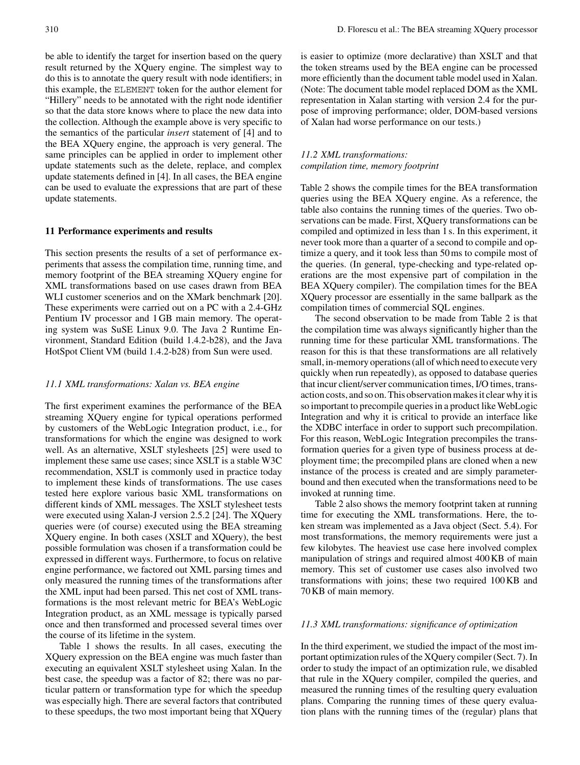be able to identify the target for insertion based on the query result returned by the XQuery engine. The simplest way to do this is to annotate the query result with node identifiers; in this example, the ELEMENT token for the author element for "Hillery" needs to be annotated with the right node identifier so that the data store knows where to place the new data into the collection. Although the example above is very specific to the semantics of the particular *insert* statement of [4] and to the BEA XQuery engine, the approach is very general. The same principles can be applied in order to implement other update statements such as the delete, replace, and complex update statements defined in [4]. In all cases, the BEA engine can be used to evaluate the expressions that are part of these update statements.

## 11 Performance experiments and results

This section presents the results of a set of performance experiments that assess the compilation time, running time, and memory footprint of the BEA streaming XQuery engine for XML transformations based on use cases drawn from BEA WLI customer scenerios and on the XMark benchmark [20]. These experiments were carried out on a PC with a 2.4-GHz Pentium IV processor and 1 GB main memory. The operating system was SuSE Linux 9.0. The Java 2 Runtime Environment, Standard Edition (build 1.4.2-b28), and the Java HotSpot Client VM (build 1.4.2-b28) from Sun were used.

### 11.1 XML transformations: Xalan vs. BEA engine

The first experiment examines the performance of the BEA streaming XQuery engine for typical operations performed by customers of the WebLogic Integration product, i.e., for transformations for which the engine was designed to work well. As an alternative, XSLT stylesheets [25] were used to implement these same use cases; since XSLT is a stable W3C recommendation, XSLT is commonly used in practice today to implement these kinds of transformations. The use cases tested here explore various basic XML transformations on different kinds of XML messages. The XSLT stylesheet tests were executed using Xalan-J version 2.5.2 [24]. The XQuery queries were (of course) executed using the BEA streaming XQuery engine. In both cases (XSLT and XQuery), the best possible formulation was chosen if a transformation could be expressed in different ways. Furthermore, to focus on relative engine performance, we factored out XML parsing times and only measured the running times of the transformations after the XML input had been parsed. This net cost of XML transformations is the most relevant metric for BEA's WebLogic Integration product, as an XML message is typically parsed once and then transformed and processed several times over the course of its lifetime in the system.

Table 1 shows the results. In all cases, executing the XQuery expression on the BEA engine was much faster than executing an equivalent XSLT stylesheet using Xalan. In the best case, the speedup was a factor of 82; there was no particular pattern or transformation type for which the speedup was especially high. There are several factors that contributed to these speedups, the two most important being that XQuery is easier to optimize (more declarative) than XSLT and that the token streams used by the BEA engine can be processed more efficiently than the document table model used in Xalan. (Note: The document table model replaced DOM as the XML representation in Xalan starting with version 2.4 for the purpose of improving performance; older, DOM-based versions of Xalan had worse performance on our tests.)

### 11.2 XML transformations: compilation time, memory footprint

Table 2 shows the compile times for the BEA transformation queries using the BEA XQuery engine. As a reference, the table also contains the running times of the queries. Two observations can be made. First, XQuery transformations can be compiled and optimized in less than 1 s. In this experiment, it never took more than a quarter of a second to compile and optimize a query, and it took less than 50 ms to compile most of the queries. (In general, type-checking and type-related operations are the most expensive part of compilation in the BEA XQuery compiler). The compilation times for the BEA XQuery processor are essentially in the same ballpark as the compilation times of commercial SQL engines.

The second observation to be made from Table 2 is that the compilation time was always significantly higher than the running time for these particular XML transformations. The reason for this is that these transformations are all relatively small, in-memory operations (all of which need to execute very quickly when run repeatedly), as opposed to database queries that incur client/server communication times, I/O times, transaction costs, and so on. This observation makes it clear why it is so important to precompile queries in a product like WebLogic Integration and why it is critical to provide an interface like the XDBC interface in order to support such precompilation. For this reason, WebLogic Integration precompiles the transformation queries for a given type of business process at deployment time; the precompiled plans are cloned when a new instance of the process is created and are simply parameter-bound and then executed when the transformations need to be invoked at running time.

Table 2 also shows the memory footprint taken at running time for executing the XML transformations. Here, the token stream was implemented as a Java object (Sect. 5.4). For most transformations, the memory requirements were just a few kilobytes. The heaviest use case here involved complex manipulation of strings and required almost 400 KB of main memory. This set of customer use cases also involved two transformations with joins; these two required 100 KB and 70 KB of main memory.

### 11.3 XML transformations: significance of optimization

In the third experiment, we studied the impact of the most important optimization rules of the XQuery compiler (Sect. 7). In order to study the impact of an optimization rule, we disabled that rule in the XQuery compiler, compiled the queries, and measured the running times of the resulting query evaluation plans. Comparing the running times of these query evaluation plans with the running times of the (regular) plans that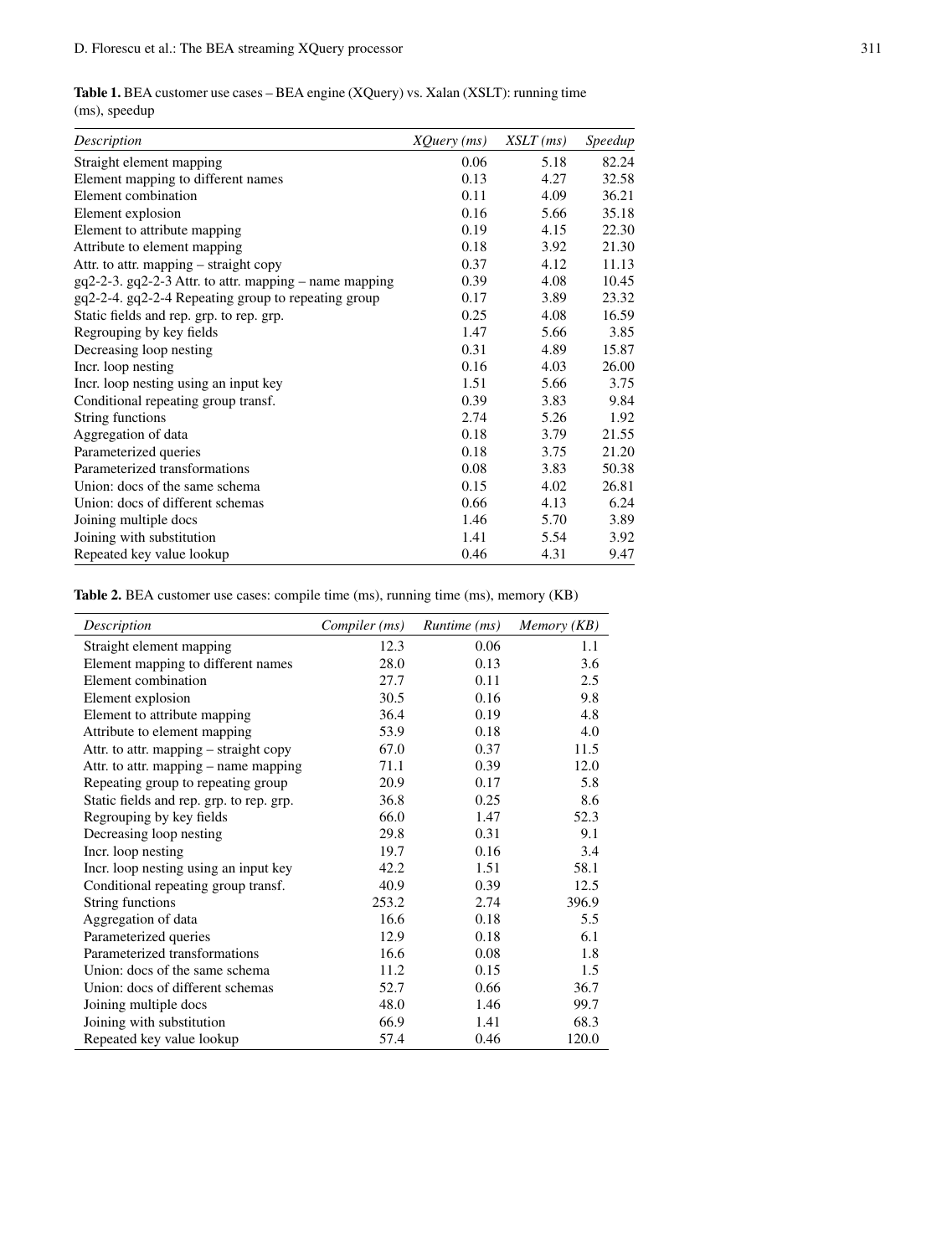**Table 1.** BEA customer use cases – BEA engine (XQuery) vs. Xalan (XSLT): running time (ms), speedup

| *Description* | *XQuery (ms)* | *XSLT (ms)* | *Speedup* |
|---|---|---|---|
| Straight element mapping | 0.06 | 5.18 | 82.24 |
| Element mapping to different names | 0.13 | 4.27 | 32.58 |
| Element combination | 0.11 | 4.09 | 36.21 |
| Element explosion | 0.16 | 5.66 | 35.18 |
| Element to attribute mapping | 0.19 | 4.15 | 22.30 |
| Attribute to element mapping | 0.18 | 3.92 | 21.30 |
| Attr. to attr. mapping – straight copy | 0.37 | 4.12 | 11.13 |
| gq2-2-3. gq2-2-3 Attr. to attr. mapping – name mapping | 0.39 | 4.08 | 10.45 |
| gq2-2-4. gq2-2-4 Repeating group to repeating group | 0.17 | 3.89 | 23.32 |
| Static fields and rep. grp. to rep. grp. | 0.25 | 4.08 | 16.59 |
| Regrouping by key fields | 1.47 | 5.66 | 3.85 |
| Decreasing loop nesting | 0.31 | 4.89 | 15.87 |
| Incr. loop nesting | 0.16 | 4.03 | 26.00 |
| Incr. loop nesting using an input key | 1.51 | 5.66 | 3.75 |
| Conditional repeating group transf. | 0.39 | 3.83 | 9.84 |
| String functions | 2.74 | 5.26 | 1.92 |
| Aggregation of data | 0.18 | 3.79 | 21.55 |
| Parameterized queries | 0.18 | 3.75 | 21.20 |
| Parameterized transformations | 0.08 | 3.83 | 50.38 |
| Union: docs of the same schema | 0.15 | 4.02 | 26.81 |
| Union: docs of different schemas | 0.66 | 4.13 | 6.24 |
| Joining multiple docs | 1.46 | 5.70 | 3.89 |
| Joining with substitution | 1.41 | 5.54 | 3.92 |
| Repeated key value lookup | 0.46 | 4.31 | 9.47 |

**Table 2.** BEA customer use cases: compile time (ms), running time (ms), memory (KB)

| *Description* | *Compiler (ms)* | *Runtime (ms)* | *Memory (KB)* |
|---|---|---|---|
| Straight element mapping | 12.3 | 0.06 | 1.1 |
| Element mapping to different names | 28.0 | 0.13 | 3.6 |
| Element combination | 27.7 | 0.11 | 2.5 |
| Element explosion | 30.5 | 0.16 | 9.8 |
| Element to attribute mapping | 36.4 | 0.19 | 4.8 |
| Attribute to element mapping | 53.9 | 0.18 | 4.0 |
| Attr. to attr. mapping – straight copy | 67.0 | 0.37 | 11.5 |
| Attr. to attr. mapping – name mapping | 71.1 | 0.39 | 12.0 |
| Repeating group to repeating group | 20.9 | 0.17 | 5.8 |
| Static fields and rep. grp. to rep. grp. | 36.8 | 0.25 | 8.6 |
| Regrouping by key fields | 66.0 | 1.47 | 52.3 |
| Decreasing loop nesting | 29.8 | 0.31 | 9.1 |
| Incr. loop nesting | 19.7 | 0.16 | 3.4 |
| Incr. loop nesting using an input key | 42.2 | 1.51 | 58.1 |
| Conditional repeating group transf. | 40.9 | 0.39 | 12.5 |
| String functions | 253.2 | 2.74 | 396.9 |
| Aggregation of data | 16.6 | 0.18 | 5.5 |
| Parameterized queries | 12.9 | 0.18 | 6.1 |
| Parameterized transformations | 16.6 | 0.08 | 1.8 |
| Union: docs of the same schema | 11.2 | 0.15 | 1.5 |
| Union: docs of different schemas | 52.7 | 0.66 | 36.7 |
| Joining multiple docs | 48.0 | 1.46 | 99.7 |
| Joining with substitution | 66.9 | 1.41 | 68.3 |
| Repeated key value lookup | 57.4 | 0.46 | 120.0 |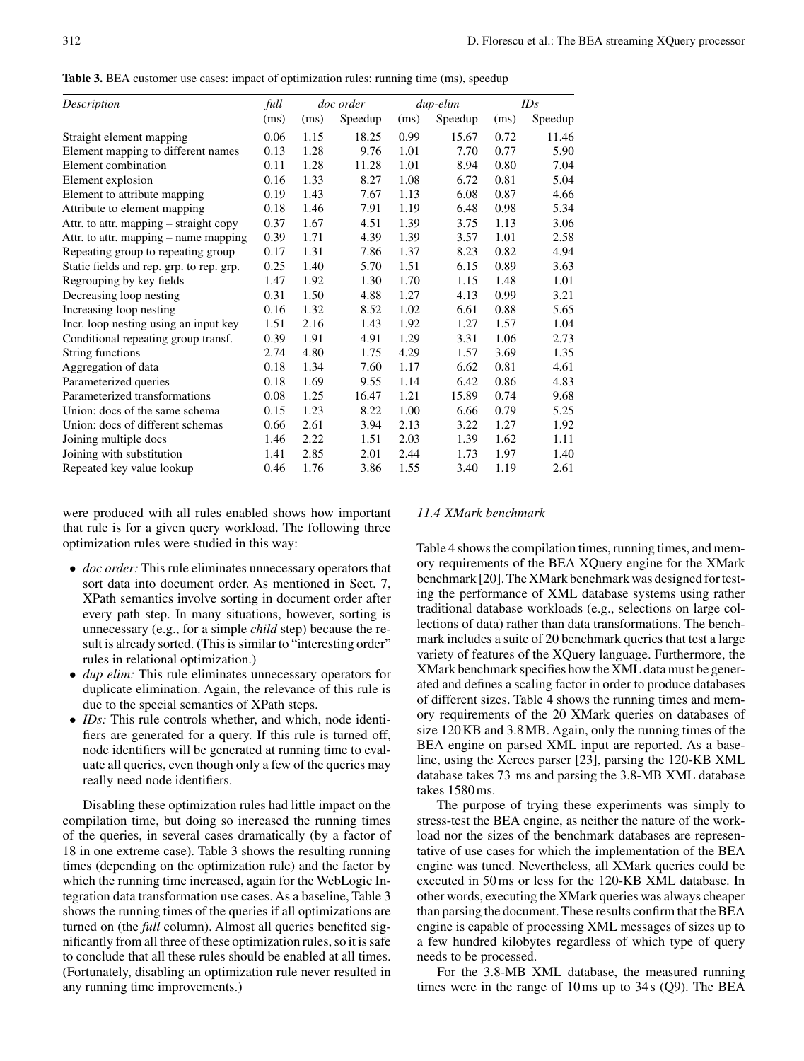**Table 3.** BEA customer use cases: impact of optimization rules: running time (ms), speedup

| *Description* | *full* | *doc order* | | *dup-elim* | | *IDs* | |
|---|---|---|---|---|---|---|---|
| | (ms) | (ms) | Speedup | (ms) | Speedup | (ms) | Speedup |
| Straight element mapping | 0.06 | 1.15 | 18.25 | 0.99 | 15.67 | 0.72 | 11.46 |
| Element mapping to different names | 0.13 | 1.28 | 9.76 | 1.01 | 7.70 | 0.77 | 5.90 |
| Element combination | 0.11 | 1.28 | 11.28 | 1.01 | 8.94 | 0.80 | 7.04 |
| Element explosion | 0.16 | 1.33 | 8.27 | 1.08 | 6.72 | 0.81 | 5.04 |
| Element to attribute mapping | 0.19 | 1.43 | 7.67 | 1.13 | 6.08 | 0.87 | 4.66 |
| Attribute to element mapping | 0.18 | 1.46 | 7.91 | 1.19 | 6.48 | 0.98 | 5.34 |
| Attr. to attr. mapping – straight copy | 0.37 | 1.67 | 4.51 | 1.39 | 3.75 | 1.13 | 3.06 |
| Attr. to attr. mapping – name mapping | 0.39 | 1.71 | 4.39 | 1.39 | 3.57 | 1.01 | 2.58 |
| Repeating group to repeating group | 0.17 | 1.31 | 7.86 | 1.37 | 8.23 | 0.82 | 4.94 |
| Static fields and rep. grp. to rep. grp. | 0.25 | 1.40 | 5.70 | 1.51 | 6.15 | 0.89 | 3.63 |
| Regrouping by key fields | 1.47 | 1.92 | 1.30 | 1.70 | 1.15 | 1.48 | 1.01 |
| Decreasing loop nesting | 0.31 | 1.50 | 4.88 | 1.27 | 4.13 | 0.99 | 3.21 |
| Increasing loop nesting | 0.16 | 1.32 | 8.52 | 1.02 | 6.61 | 0.88 | 5.65 |
| Incr. loop nesting using an input key | 1.51 | 2.16 | 1.43 | 1.92 | 1.27 | 1.57 | 1.04 |
| Conditional repeating group transf. | 0.39 | 1.91 | 4.91 | 1.29 | 3.31 | 1.06 | 2.73 |
| String functions | 2.74 | 4.80 | 1.75 | 4.29 | 1.57 | 3.69 | 1.35 |
| Aggregation of data | 0.18 | 1.34 | 7.60 | 1.17 | 6.62 | 0.81 | 4.61 |
| Parameterized queries | 0.18 | 1.69 | 9.55 | 1.14 | 6.42 | 0.86 | 4.83 |
| Parameterized transformations | 0.08 | 1.25 | 16.47 | 1.21 | 15.89 | 0.74 | 9.68 |
| Union: docs of the same schema | 0.15 | 1.23 | 8.22 | 1.00 | 6.66 | 0.79 | 5.25 |
| Union: docs of different schemas | 0.66 | 2.61 | 3.94 | 2.13 | 3.22 | 1.27 | 1.92 |
| Joining multiple docs | 1.46 | 2.22 | 1.51 | 2.03 | 1.39 | 1.62 | 1.11 |
| Joining with substitution | 1.41 | 2.85 | 2.01 | 2.44 | 1.73 | 1.97 | 1.40 |
| Repeated key value lookup | 0.46 | 1.76 | 3.86 | 1.55 | 3.40 | 1.19 | 2.61 |

were produced with all rules enabled shows how important that rule is for a given query workload. The following three optimization rules were studied in this way:

- *doc order:* This rule eliminates unnecessary operators that sort data into document order. As mentioned in Sect. 7, XPath semantics involve sorting in document order after every path step. In many situations, however, sorting is unnecessary (e.g., for a simple *child* step) because the result is already sorted. (This is similar to "interesting order" rules in relational optimization.)
- *dup elim:* This rule eliminates unnecessary operators for duplicate elimination. Again, the relevance of this rule is due to the special semantics of XPath steps.
- *IDs:* This rule controls whether, and which, node identifiers are generated for a query. If this rule is turned off, node identifiers will be generated at running time to evaluate all queries, even though only a few of the queries may really need node identifiers.

Disabling these optimization rules had little impact on the compilation time, but doing so increased the running times of the queries, in several cases dramatically (by a factor of 18 in one extreme case). Table 3 shows the resulting running times (depending on the optimization rule) and the factor by which the running time increased, again for the WebLogic Integration data transformation use cases. As a baseline, Table 3 shows the running times of the queries if all optimizations are turned on (the *full* column). Almost all queries benefited significantly from all three of these optimization rules, so it is safe to conclude that all these rules should be enabled at all times. (Fortunately, disabling an optimization rule never resulted in any running time improvements.)

### *11.4 XMark benchmark*

Table 4 shows the compilation times, running times, and memory requirements of the BEA XQuery engine for the XMark benchmark [20]. The XMark benchmark was designed for testing the performance of XML database systems using rather traditional database workloads (e.g., selections on large collections of data) rather than data transformations. The benchmark includes a suite of 20 benchmark queries that test a large variety of features of the XQuery language. Furthermore, the XMark benchmark specifies how the XML data must be generated and defines a scaling factor in order to produce databases of different sizes. Table 4 shows the running times and memory requirements of the 20 XMark queries on databases of size 120 KB and 3.8 MB. Again, only the running times of the BEA engine on parsed XML input are reported. As a baseline, using the Xerces parser [23], parsing the 120-KB XML database takes 73 ms and parsing the 3.8-MB XML database takes 1580 ms.

The purpose of trying these experiments was simply to stress-test the BEA engine, as neither the nature of the workload nor the sizes of the benchmark databases are representative of use cases for which the implementation of the BEA engine was tuned. Nevertheless, all XMark queries could be executed in 50 ms or less for the 120-KB XML database. In other words, executing the XMark queries was always cheaper than parsing the document. These results confirm that the BEA engine is capable of processing XML messages of sizes up to a few hundred kilobytes regardless of which type of query needs to be processed.

For the 3.8-MB XML database, the measured running times were in the range of 10 ms up to 34 s (Q9). The BEA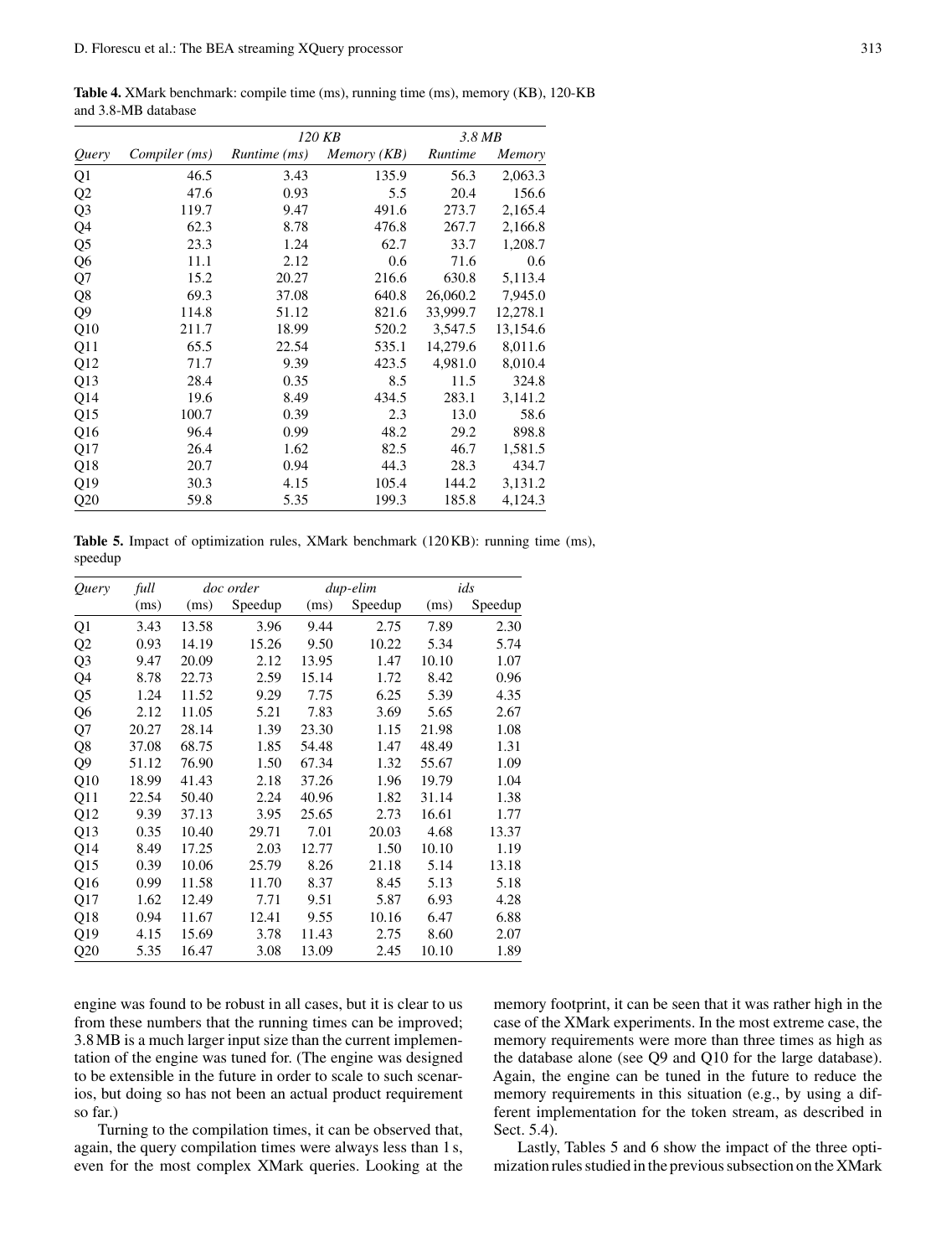**Table 4.** XMark benchmark: compile time (ms), running time (ms), memory (KB), 120-KB and 3.8-MB database

| | | *120 KB* | | *3.8 MB* | |
|---|---|---|---|---|---|
| *Query* | *Compiler (ms)* | *Runtime (ms)* | *Memory (KB)* | *Runtime* | *Memory* |
| Q1 | 46.5 | 3.43 | 135.9 | 56.3 | 2,063.3 |
| Q2 | 47.6 | 0.93 | 5.5 | 20.4 | 156.6 |
| Q3 | 119.7 | 9.47 | 491.6 | 273.7 | 2,165.4 |
| Q4 | 62.3 | 8.78 | 476.8 | 267.7 | 2,166.8 |
| Q5 | 23.3 | 1.24 | 62.7 | 33.7 | 1,208.7 |
| Q6 | 11.1 | 2.12 | 0.6 | 71.6 | 0.6 |
| Q7 | 15.2 | 20.27 | 216.6 | 630.8 | 5,113.4 |
| Q8 | 69.3 | 37.08 | 640.8 | 26,060.2 | 7,945.0 |
| Q9 | 114.8 | 51.12 | 821.6 | 33,999.7 | 12,278.1 |
| Q10 | 211.7 | 18.99 | 520.2 | 3,547.5 | 13,154.6 |
| Q11 | 65.5 | 22.54 | 535.1 | 14,279.6 | 8,011.6 |
| Q12 | 71.7 | 9.39 | 423.5 | 4,981.0 | 8,010.4 |
| Q13 | 28.4 | 0.35 | 8.5 | 11.5 | 324.8 |
| Q14 | 19.6 | 8.49 | 434.5 | 283.1 | 3,141.2 |
| Q15 | 100.7 | 0.39 | 2.3 | 13.0 | 58.6 |
| Q16 | 96.4 | 0.99 | 48.2 | 29.2 | 898.8 |
| Q17 | 26.4 | 1.62 | 82.5 | 46.7 | 1,581.5 |
| Q18 | 20.7 | 0.94 | 44.3 | 28.3 | 434.7 |
| Q19 | 30.3 | 4.15 | 105.4 | 144.2 | 3,131.2 |
| Q20 | 59.8 | 5.35 | 199.3 | 185.8 | 4,124.3 |

**Table 5.** Impact of optimization rules, XMark benchmark (120 KB): running time (ms), speedup

| *Query* | *full* | *doc order* | | *dup-elim* | | *ids* | |
|---|---|---|---|---|---|---|---|
| | (ms) | (ms) | Speedup | (ms) | Speedup | (ms) | Speedup |
| Q1 | 3.43 | 13.58 | 3.96 | 9.44 | 2.75 | 7.89 | 2.30 |
| Q2 | 0.93 | 14.19 | 15.26 | 9.50 | 10.22 | 5.34 | 5.74 |
| Q3 | 9.47 | 20.09 | 2.12 | 13.95 | 1.47 | 10.10 | 1.07 |
| Q4 | 8.78 | 22.73 | 2.59 | 15.14 | 1.72 | 8.42 | 0.96 |
| Q5 | 1.24 | 11.52 | 9.29 | 7.75 | 6.25 | 5.39 | 4.35 |
| Q6 | 2.12 | 11.05 | 5.21 | 7.83 | 3.69 | 5.65 | 2.67 |
| Q7 | 20.27 | 28.14 | 1.39 | 23.30 | 1.15 | 21.98 | 1.08 |
| Q8 | 37.08 | 68.75 | 1.85 | 54.48 | 1.47 | 48.49 | 1.31 |
| Q9 | 51.12 | 76.90 | 1.50 | 67.34 | 1.32 | 55.67 | 1.09 |
| Q10 | 18.99 | 41.43 | 2.18 | 37.26 | 1.96 | 19.79 | 1.04 |
| Q11 | 22.54 | 50.40 | 2.24 | 40.96 | 1.82 | 31.14 | 1.38 |
| Q12 | 9.39 | 37.13 | 3.95 | 25.65 | 2.73 | 16.61 | 1.77 |
| Q13 | 0.35 | 10.40 | 29.71 | 7.01 | 20.03 | 4.68 | 13.37 |
| Q14 | 8.49 | 17.25 | 2.03 | 12.77 | 1.50 | 10.10 | 1.19 |
| Q15 | 0.39 | 10.06 | 25.79 | 8.26 | 21.18 | 5.14 | 13.18 |
| Q16 | 0.99 | 11.58 | 11.70 | 8.37 | 8.45 | 5.13 | 5.18 |
| Q17 | 1.62 | 12.49 | 7.71 | 9.51 | 5.87 | 6.93 | 4.28 |
| Q18 | 0.94 | 11.67 | 12.41 | 9.55 | 10.16 | 6.47 | 6.88 |
| Q19 | 4.15 | 15.69 | 3.78 | 11.43 | 2.75 | 8.60 | 2.07 |
| Q20 | 5.35 | 16.47 | 3.08 | 13.09 | 2.45 | 10.10 | 1.89 |

engine was found to be robust in all cases, but it is clear to us from these numbers that the running times can be improved; 3.8 MB is a much larger input size than the current implementation of the engine was tuned for. (The engine was designed to be extensible in the future in order to scale to such scenarios, but doing so has not been an actual product requirement so far.)

Turning to the compilation times, it can be observed that, again, the query compilation times were always less than 1 s, even for the most complex XMark queries. Looking at the memory footprint, it can be seen that it was rather high in the case of the XMark experiments. In the most extreme case, the memory requirements were more than three times as high as the database alone (see Q9 and Q10 for the large database). Again, the engine can be tuned in the future to reduce the memory requirements in this situation (e.g., by using a different implementation for the token stream, as described in Sect. 5.4).

Lastly, Tables 5 and 6 show the impact of the three optimization rules studied in the previous subsection on the XMark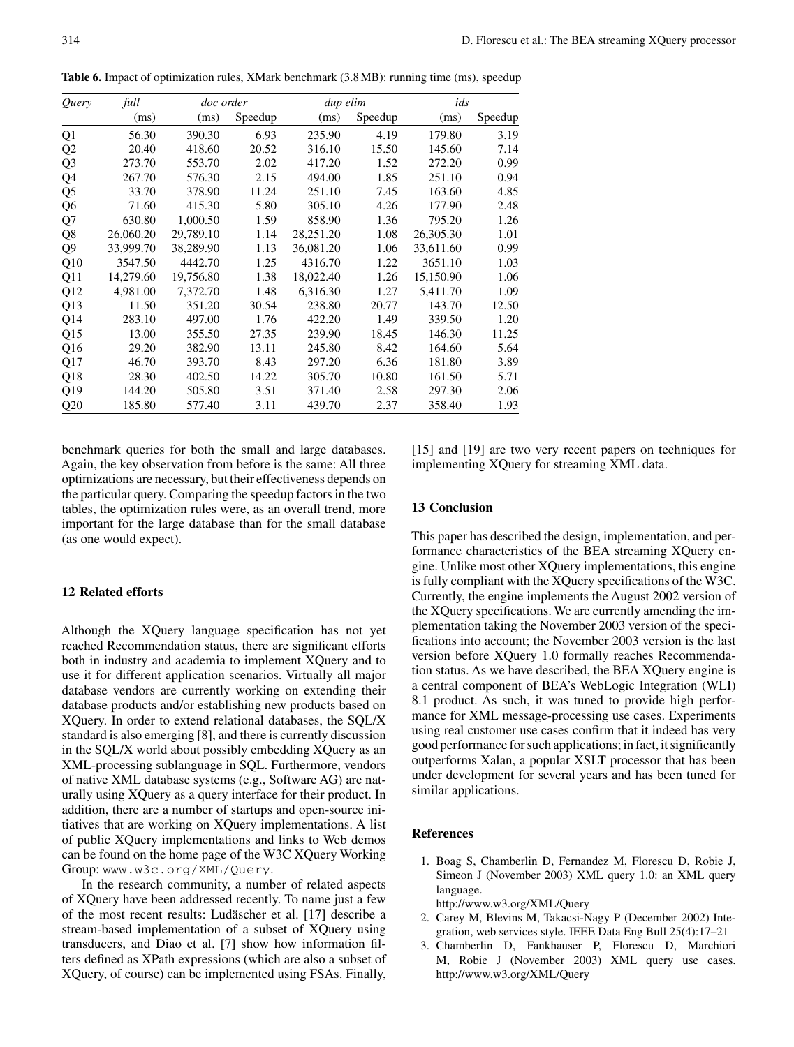**Table 6.** Impact of optimization rules, XMark benchmark (3.8 MB): running time (ms), speedup

| *Query* | *full* | *doc order* | | *dup elim* | | *ids* | |
|---|---|---|---|---|---|---|---|
| | (ms) | (ms) | Speedup | (ms) | Speedup | (ms) | Speedup |
| Q1 | 56.30 | 390.30 | 6.93 | 235.90 | 4.19 | 179.80 | 3.19 |
| Q2 | 20.40 | 418.60 | 20.52 | 316.10 | 15.50 | 145.60 | 7.14 |
| Q3 | 273.70 | 553.70 | 2.02 | 417.20 | 1.52 | 272.20 | 0.99 |
| Q4 | 267.70 | 576.30 | 2.15 | 494.00 | 1.85 | 251.10 | 0.94 |
| Q5 | 33.70 | 378.90 | 11.24 | 251.10 | 7.45 | 163.60 | 4.85 |
| Q6 | 71.60 | 415.30 | 5.80 | 305.10 | 4.26 | 177.90 | 2.48 |
| Q7 | 630.80 | 1,000.50 | 1.59 | 858.90 | 1.36 | 795.20 | 1.26 |
| Q8 | 26,060.20 | 29,789.10 | 1.14 | 28,251.20 | 1.08 | 26,305.30 | 1.01 |
| Q9 | 33,999.70 | 38,289.90 | 1.13 | 36,081.20 | 1.06 | 33,611.60 | 0.99 |
| Q10 | 3547.50 | 4442.70 | 1.25 | 4316.70 | 1.22 | 3651.10 | 1.03 |
| Q11 | 14,279.60 | 19,756.80 | 1.38 | 18,022.40 | 1.26 | 15,150.90 | 1.06 |
| Q12 | 4,981.00 | 7,372.70 | 1.48 | 6,316.30 | 1.27 | 5,411.70 | 1.09 |
| Q13 | 11.50 | 351.20 | 30.54 | 238.80 | 20.77 | 143.70 | 12.50 |
| Q14 | 283.10 | 497.00 | 1.76 | 422.20 | 1.49 | 339.50 | 1.20 |
| Q15 | 13.00 | 355.50 | 27.35 | 239.90 | 18.45 | 146.30 | 11.25 |
| Q16 | 29.20 | 382.90 | 13.11 | 245.80 | 8.42 | 164.60 | 5.64 |
| Q17 | 46.70 | 393.70 | 8.43 | 297.20 | 6.36 | 181.80 | 3.89 |
| Q18 | 28.30 | 402.50 | 14.22 | 305.70 | 10.80 | 161.50 | 5.71 |
| Q19 | 144.20 | 505.80 | 3.51 | 371.40 | 2.58 | 297.30 | 2.06 |
| Q20 | 185.80 | 577.40 | 3.11 | 439.70 | 2.37 | 358.40 | 1.93 |

benchmark queries for both the small and large databases. Again, the key observation from before is the same: All three optimizations are necessary, but their effectiveness depends on the particular query. Comparing the speedup factors in the two tables, the optimization rules were, as an overall trend, more important for the large database than for the small database (as one would expect).

## 12 Related efforts

Although the XQuery language specification has not yet reached Recommendation status, there are significant efforts both in industry and academia to implement XQuery and to use it for different application scenarios. Virtually all major database vendors are currently working on extending their database products and/or establishing new products based on XQuery. In order to extend relational databases, the SQL/X standard is also emerging [8], and there is currently discussion in the SQL/X world about possibly embedding XQuery as an XML-processing sublanguage in SQL. Furthermore, vendors of native XML database systems (e.g., Software AG) are naturally using XQuery as a query interface for their product. In addition, there are a number of startups and open-source initiatives that are working on XQuery implementations. A list of public XQuery implementations and links to Web demos can be found on the home page of the W3C XQuery Working Group: www.w3c.org/XML/Query.

In the research community, a number of related aspects of XQuery have been addressed recently. To name just a few of the most recent results: Ludäscher et al. [17] describe a stream-based implementation of a subset of XQuery using transducers, and Diao et al. [7] show how information filters defined as XPath expressions (which are also a subset of XQuery, of course) can be implemented using FSAs. Finally, [15] and [19] are two very recent papers on techniques for implementing XQuery for streaming XML data.

## 13 Conclusion

This paper has described the design, implementation, and performance characteristics of the BEA streaming XQuery engine. Unlike most other XQuery implementations, this engine is fully compliant with the XQuery specifications of the W3C. Currently, the engine implements the August 2002 version of the XQuery specifications. We are currently amending the implementation taking the November 2003 version of the specifications into account; the November 2003 version is the last version before XQuery 1.0 formally reaches Recommendation status. As we have described, the BEA XQuery engine is a central component of BEA's WebLogic Integration (WLI) 8.1 product. As such, it was tuned to provide high performance for XML message-processing use cases. Experiments using real customer use cases confirm that it indeed has very good performance for such applications; in fact, it significantly outperforms Xalan, a popular XSLT processor that has been under development for several years and has been tuned for similar applications.

## References

1. Boag S, Chamberlin D, Fernandez M, Florescu D, Robie J, Simeon J (November 2003) XML query 1.0: an XML query language. http://www.w3.org/XML/Query
2. Carey M, Blevins M, Takacsi-Nagy P (December 2002) Integration, web services style. IEEE Data Eng Bull 25(4):17–21
3. Chamberlin D, Fankhauser P, Florescu D, Marchiori M, Robie J (November 2003) XML query use cases. http://www.w3.org/XML/Query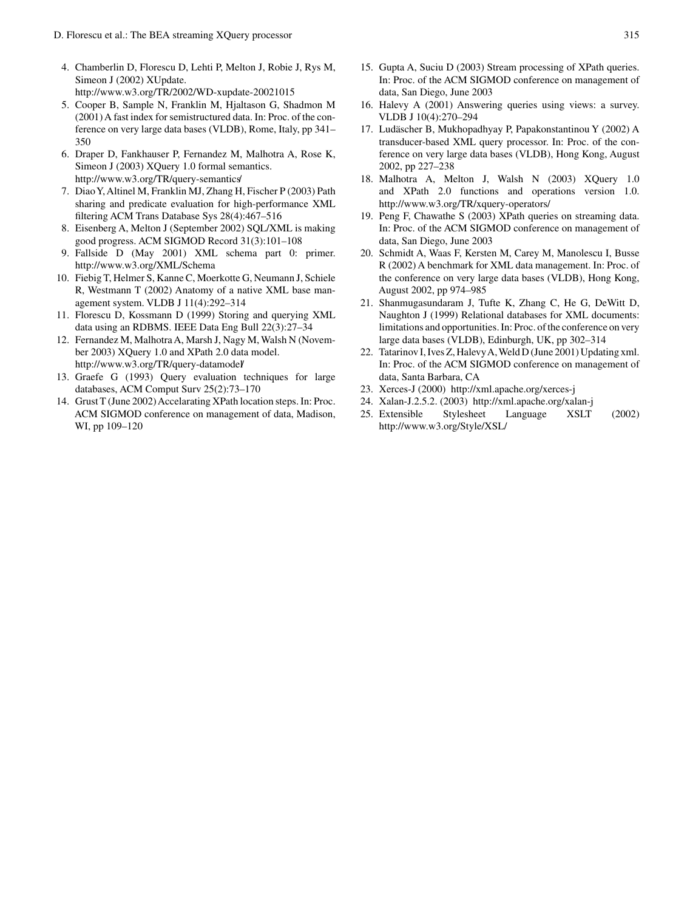4. Chamberlin D, Florescu D, Lehti P, Melton J, Robie J, Rys M, Simeon J (2002) XUpdate. http://www.w3.org/TR/2002/WD-xupdate-20021015
5. Cooper B, Sample N, Franklin M, Hjaltason G, Shadmon M (2001) A fast index for semistructured data. In: Proc. of the conference on very large data bases (VLDB), Rome, Italy, pp 341–350
6. Draper D, Fankhauser P, Fernandez M, Malhotra A, Rose K, Simeon J (2003) XQuery 1.0 formal semantics. http://www.w3.org/TR/query-semantics/
7. Diao Y, Altinel M, Franklin MJ, Zhang H, Fischer P (2003) Path sharing and predicate evaluation for high-performance XML filtering ACM Trans Database Sys 28(4):467–516
8. Eisenberg A, Melton J (September 2002) SQL/XML is making good progress. ACM SIGMOD Record 31(3):101–108
9. Fallside D (May 2001) XML schema part 0: primer. http://www.w3.org/XML/Schema
10. Fiebig T, Helmer S, Kanne C, Moerkotte G, Neumann J, Schiele R, Westmann T (2002) Anatomy of a native XML base management system. VLDB J 11(4):292–314
11. Florescu D, Kossmann D (1999) Storing and querying XML data using an RDBMS. IEEE Data Eng Bull 22(3):27–34
12. Fernandez M, Malhotra A, Marsh J, Nagy M, Walsh N (November 2003) XQuery 1.0 and XPath 2.0 data model. http://www.w3.org/TR/query-datamodel/
13. Graefe G (1993) Query evaluation techniques for large databases, ACM Comput Surv 25(2):73–170
14. Grust T (June 2002) Accelarating XPath location steps. In: Proc. ACM SIGMOD conference on management of data, Madison, WI, pp 109–120
15. Gupta A, Suciu D (2003) Stream processing of XPath queries. In: Proc. of the ACM SIGMOD conference on management of data, San Diego, June 2003
16. Halevy A (2001) Answering queries using views: a survey. VLDB J 10(4):270–294
17. Ludäscher B, Mukhopadhyay P, Papakonstantinou Y (2002) A transducer-based XML query processor. In: Proc. of the conference on very large data bases (VLDB), Hong Kong, August 2002, pp 227–238
18. Malhotra A, Melton J, Walsh N (2003) XQuery 1.0 and XPath 2.0 functions and operations version 1.0. http://www.w3.org/TR/xquery-operators/
19. Peng F, Chawathe S (2003) XPath queries on streaming data. In: Proc. of the ACM SIGMOD conference on management of data, San Diego, June 2003
20. Schmidt A, Waas F, Kersten M, Carey M, Manolescu I, Busse R (2002) A benchmark for XML data management. In: Proc. of the conference on very large data bases (VLDB), Hong Kong, August 2002, pp 974–985
21. Shanmugasundaram J, Tufte K, Zhang C, He G, DeWitt D, Naughton J (1999) Relational databases for XML documents: limitations and opportunities. In: Proc. of the conference on very large data bases (VLDB), Edinburgh, UK, pp 302–314
22. Tatarinov I, Ives Z, Halevy A, Weld D (June 2001) Updating xml. In: Proc. of the ACM SIGMOD conference on management of data, Santa Barbara, CA
23. Xerces-J (2000) http://xml.apache.org/xerces-j
24. Xalan-J.2.5.2. (2003) http://xml.apache.org/xalan-j
25. Extensible Stylesheet Language XSLT (2002) http://www.w3.org/Style/XSL/